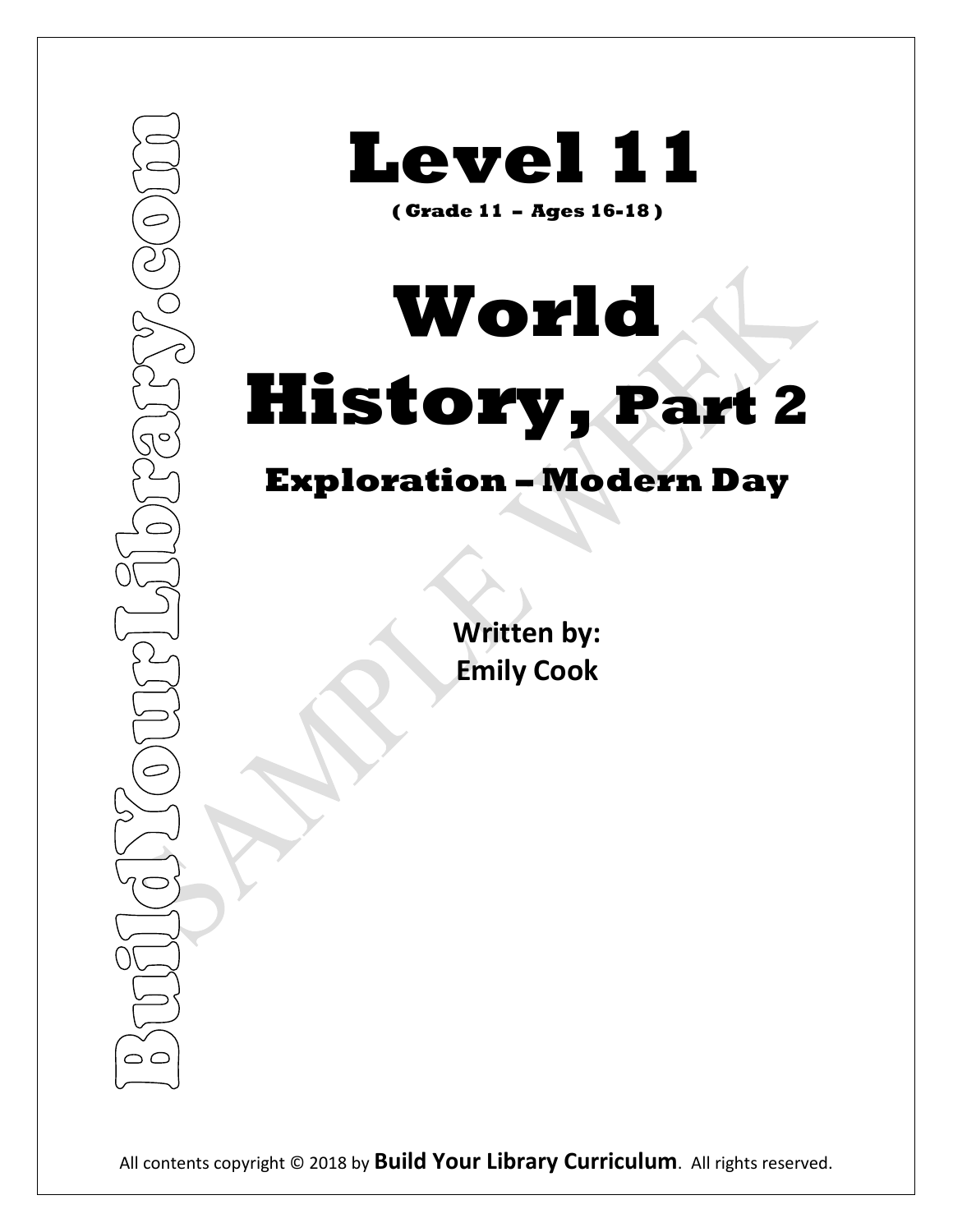BuildYourLibrary.com

# Level 11

**( Grade 11 – Ages 16-18 )**

# World History, Part 2

## Exploration – Modern Day

**Written by:**
**Emily Cook**

All contents copyright © 2018 by **Build Your Library Curriculum**. All rights reserved.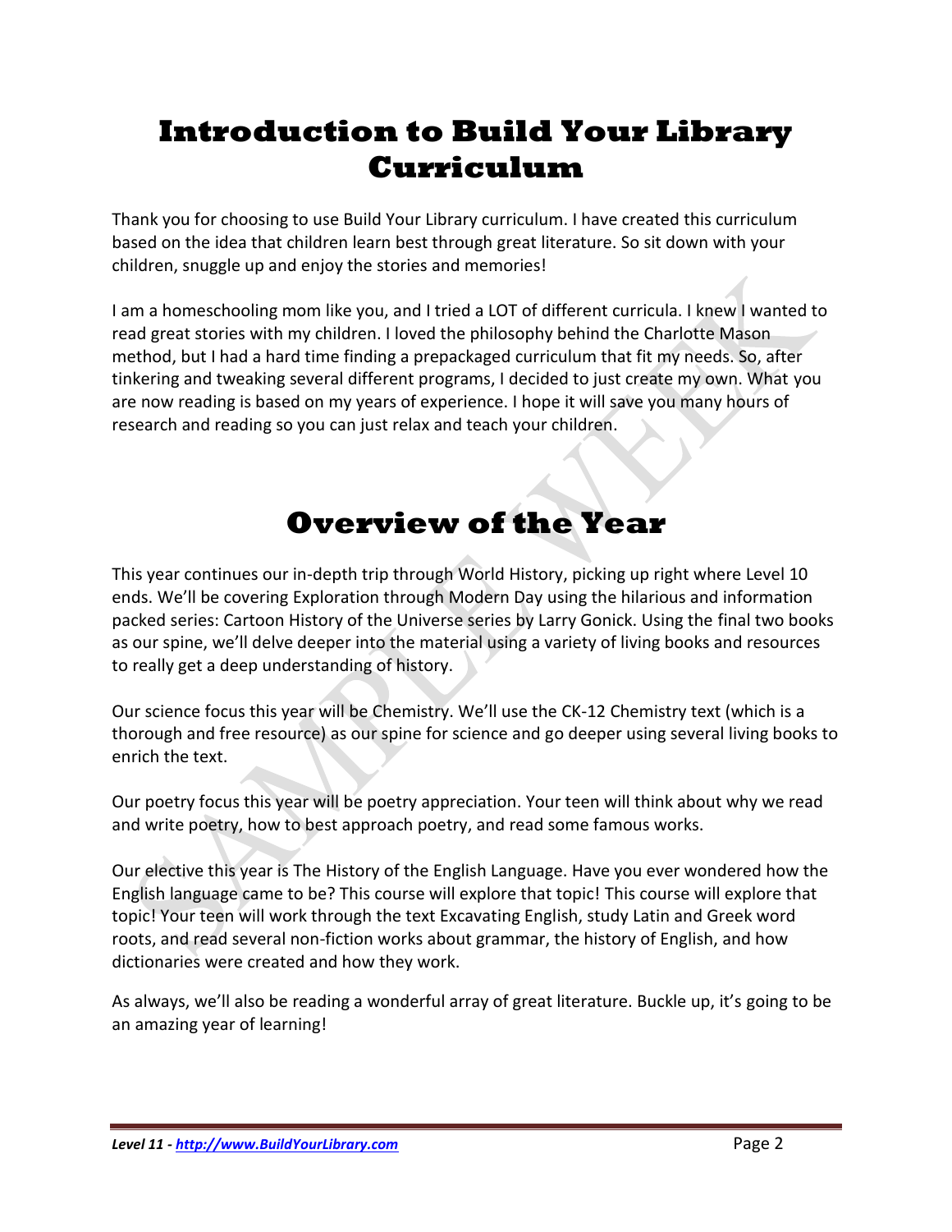# Introduction to Build Your Library Curriculum

Thank you for choosing to use Build Your Library curriculum. I have created this curriculum based on the idea that children learn best through great literature. So sit down with your children, snuggle up and enjoy the stories and memories!

I am a homeschooling mom like you, and I tried a LOT of different curricula. I knew I wanted to read great stories with my children. I loved the philosophy behind the Charlotte Mason method, but I had a hard time finding a prepackaged curriculum that fit my needs. So, after tinkering and tweaking several different programs, I decided to just create my own. What you are now reading is based on my years of experience. I hope it will save you many hours of research and reading so you can just relax and teach your children.

# Overview of the Year

This year continues our in-depth trip through World History, picking up right where Level 10 ends. We'll be covering Exploration through Modern Day using the hilarious and information packed series: Cartoon History of the Universe series by Larry Gonick. Using the final two books as our spine, we'll delve deeper into the material using a variety of living books and resources to really get a deep understanding of history.

Our science focus this year will be Chemistry. We'll use the CK-12 Chemistry text (which is a thorough and free resource) as our spine for science and go deeper using several living books to enrich the text.

Our poetry focus this year will be poetry appreciation. Your teen will think about why we read and write poetry, how to best approach poetry, and read some famous works.

Our elective this year is The History of the English Language. Have you ever wondered how the English language came to be? This course will explore that topic! This course will explore that topic! Your teen will work through the text Excavating English, study Latin and Greek word roots, and read several non-fiction works about grammar, the history of English, and how dictionaries were created and how they work.

As always, we'll also be reading a wonderful array of great literature. Buckle up, it's going to be an amazing year of learning!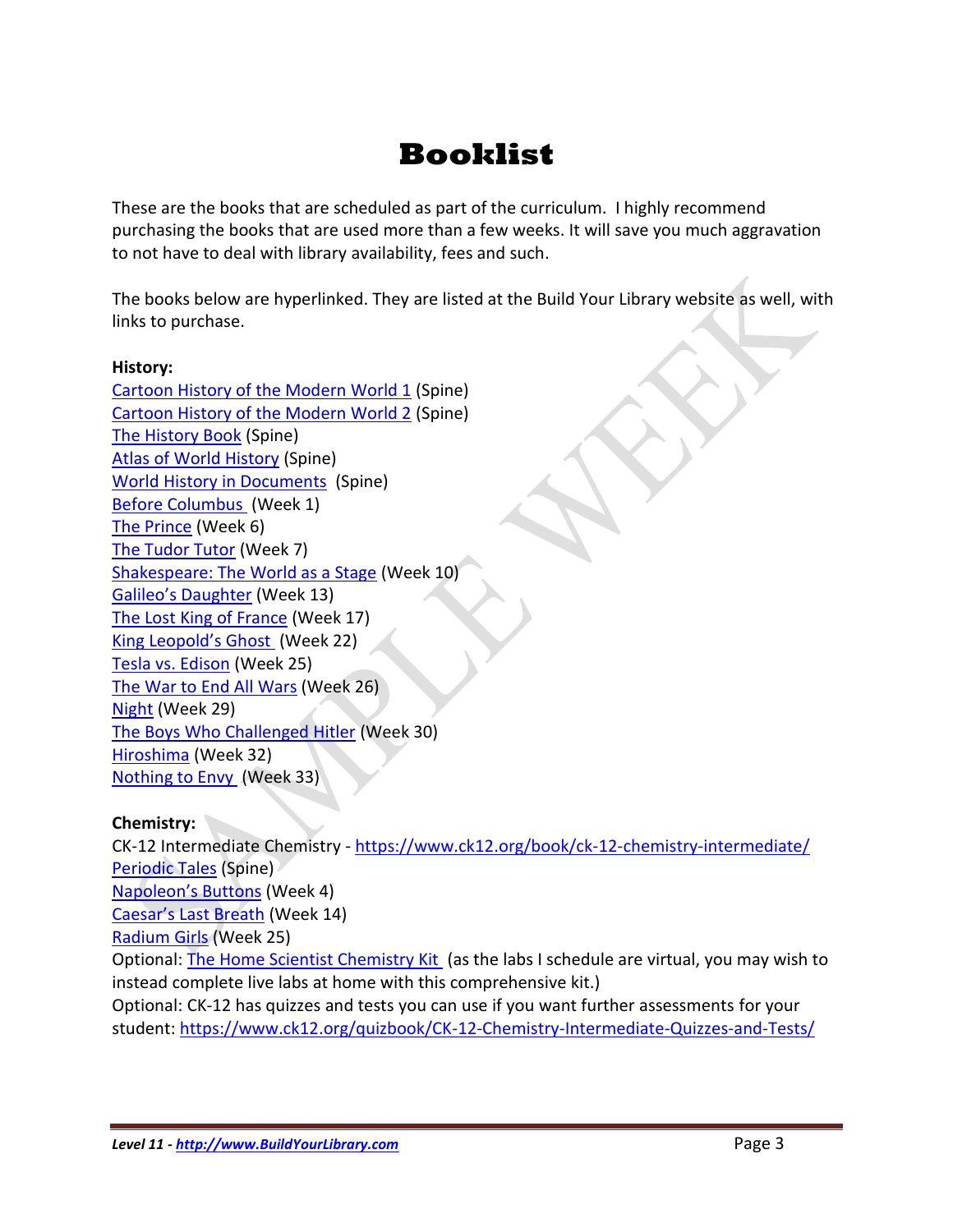# Booklist

These are the books that are scheduled as part of the curriculum. I highly recommend purchasing the books that are used more than a few weeks. It will save you much aggravation to not have to deal with library availability, fees and such.

The books below are hyperlinked. They are listed at the Build Your Library website as well, with links to purchase.

**History:**

Cartoon History of the Modern World 1 (Spine)  
Cartoon History of the Modern World 2 (Spine)  
The History Book (Spine)  
Atlas of World History (Spine)  
World History in Documents (Spine)  
Before Columbus (Week 1)  
The Prince (Week 6)  
The Tudor Tutor (Week 7)  
Shakespeare: The World as a Stage (Week 10)  
Galileo's Daughter (Week 13)  
The Lost King of France (Week 17)  
King Leopold's Ghost (Week 22)  
Tesla vs. Edison (Week 25)  
The War to End All Wars (Week 26)  
Night (Week 29)  
The Boys Who Challenged Hitler (Week 30)  
Hiroshima (Week 32)  
Nothing to Envy (Week 33)

**Chemistry:**

CK-12 Intermediate Chemistry - https://www.ck12.org/book/ck-12-chemistry-intermediate/  
Periodic Tales (Spine)  
Napoleon's Buttons (Week 4)  
Caesar's Last Breath (Week 14)  
Radium Girls (Week 25)  
Optional: The Home Scientist Chemistry Kit (as the labs I schedule are virtual, you may wish to instead complete live labs at home with this comprehensive kit.)  
Optional: CK-12 has quizzes and tests you can use if you want further assessments for your student: https://www.ck12.org/quizbook/CK-12-Chemistry-Intermediate-Quizzes-and-Tests/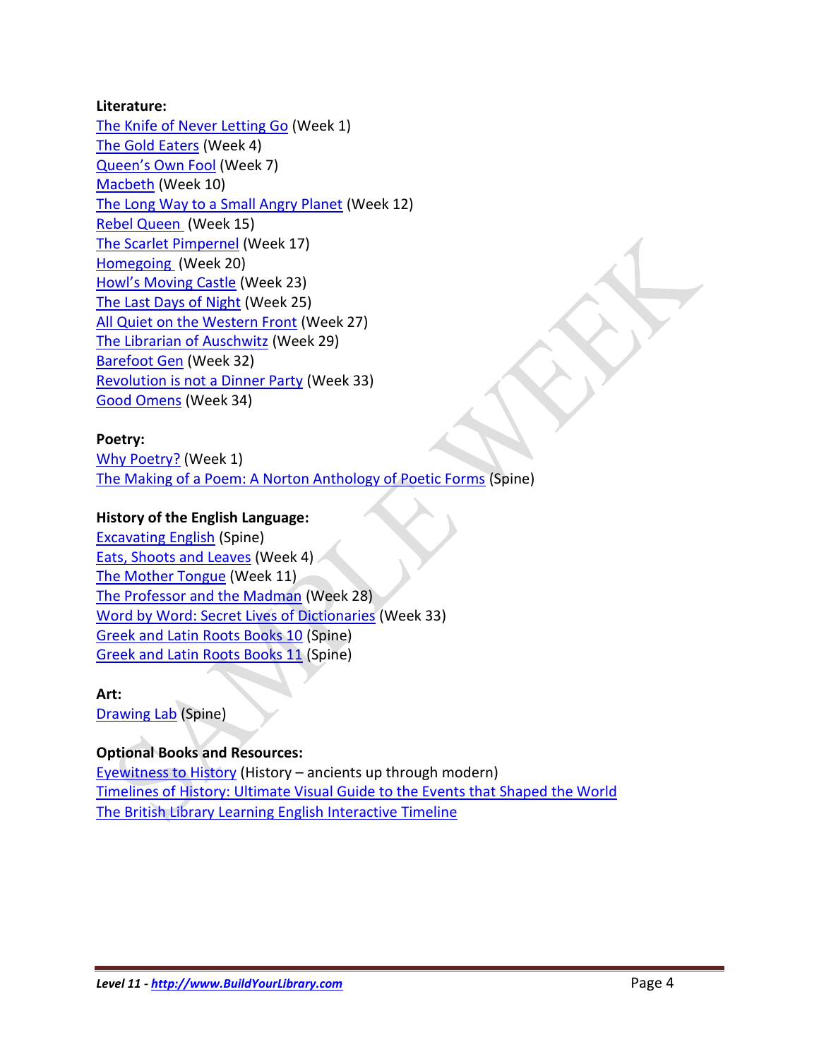**Literature:**
The Knife of Never Letting Go (Week 1)
The Gold Eaters (Week 4)
Queen's Own Fool (Week 7)
Macbeth (Week 10)
The Long Way to a Small Angry Planet (Week 12)
Rebel Queen (Week 15)
The Scarlet Pimpernel (Week 17)
Homegoing (Week 20)
Howl's Moving Castle (Week 23)
The Last Days of Night (Week 25)
All Quiet on the Western Front (Week 27)
The Librarian of Auschwitz (Week 29)
Barefoot Gen (Week 32)
Revolution is not a Dinner Party (Week 33)
Good Omens (Week 34)

**Poetry:**
Why Poetry? (Week 1)
The Making of a Poem: A Norton Anthology of Poetic Forms (Spine)

**History of the English Language:**
Excavating English (Spine)
Eats, Shoots and Leaves (Week 4)
The Mother Tongue (Week 11)
The Professor and the Madman (Week 28)
Word by Word: Secret Lives of Dictionaries (Week 33)
Greek and Latin Roots Books 10 (Spine)
Greek and Latin Roots Books 11 (Spine)

**Art:**
Drawing Lab (Spine)

**Optional Books and Resources:**
Eyewitness to History (History – ancients up through modern)
Timelines of History: Ultimate Visual Guide to the Events that Shaped the World
The British Library Learning English Interactive Timeline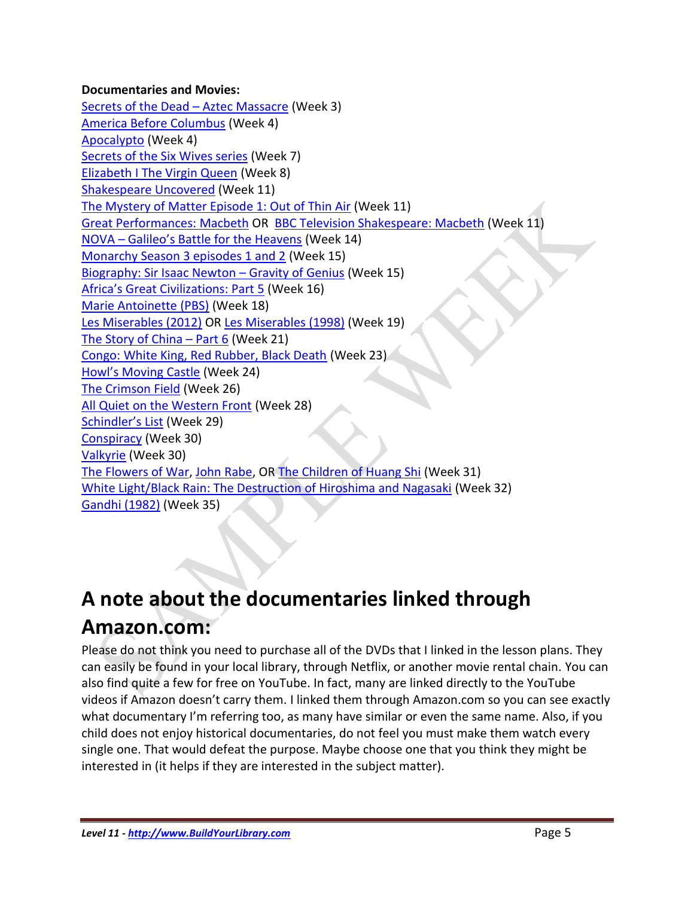**Documentaries and Movies:**

Secrets of the Dead – Aztec Massacre (Week 3)
America Before Columbus (Week 4)
Apocalypto (Week 4)
Secrets of the Six Wives series (Week 7)
Elizabeth I The Virgin Queen (Week 8)
Shakespeare Uncovered (Week 11)
The Mystery of Matter Episode 1: Out of Thin Air (Week 11)
Great Performances: Macbeth OR BBC Television Shakespeare: Macbeth (Week 11)
NOVA – Galileo's Battle for the Heavens (Week 14)
Monarchy Season 3 episodes 1 and 2 (Week 15)
Biography: Sir Isaac Newton – Gravity of Genius (Week 15)
Africa's Great Civilizations: Part 5 (Week 16)
Marie Antoinette (PBS) (Week 18)
Les Miserables (2012) OR Les Miserables (1998) (Week 19)
The Story of China – Part 6 (Week 21)
Congo: White King, Red Rubber, Black Death (Week 23)
Howl's Moving Castle (Week 24)
The Crimson Field (Week 26)
All Quiet on the Western Front (Week 28)
Schindler's List (Week 29)
Conspiracy (Week 30)
Valkyrie (Week 30)
The Flowers of War, John Rabe, OR The Children of Huang Shi (Week 31)
White Light/Black Rain: The Destruction of Hiroshima and Nagasaki (Week 32)
Gandhi (1982) (Week 35)

# A note about the documentaries linked through Amazon.com:

Please do not think you need to purchase all of the DVDs that I linked in the lesson plans. They can easily be found in your local library, through Netflix, or another movie rental chain. You can also find quite a few for free on YouTube. In fact, many are linked directly to the YouTube videos if Amazon doesn't carry them. I linked them through Amazon.com so you can see exactly what documentary I'm referring too, as many have similar or even the same name. Also, if you child does not enjoy historical documentaries, do not feel you must make them watch every single one. That would defeat the purpose. Maybe choose one that you think they might be interested in (it helps if they are interested in the subject matter).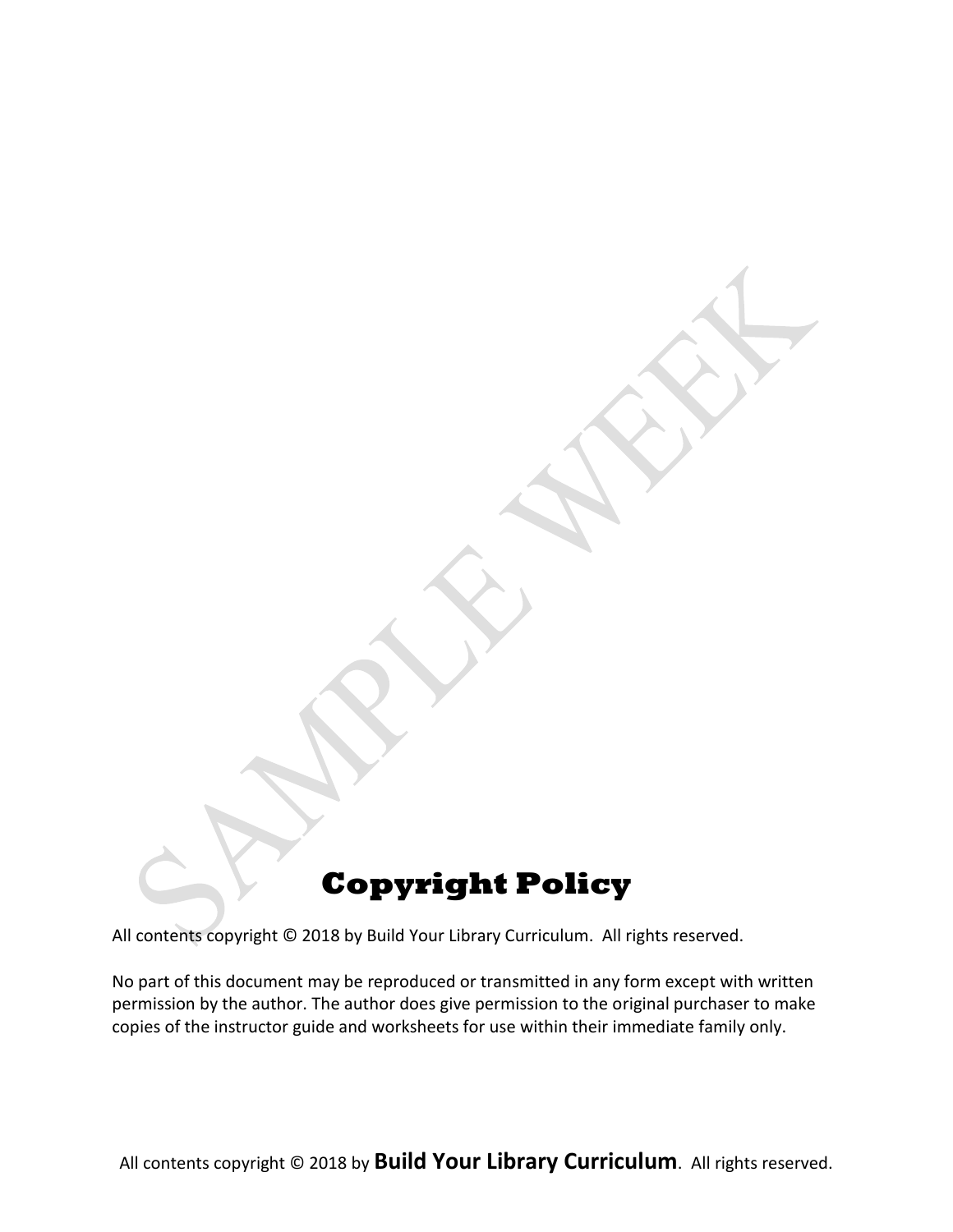# Copyright Policy

All contents copyright © 2018 by Build Your Library Curriculum. All rights reserved.

No part of this document may be reproduced or transmitted in any form except with written permission by the author. The author does give permission to the original purchaser to make copies of the instructor guide and worksheets for use within their immediate family only.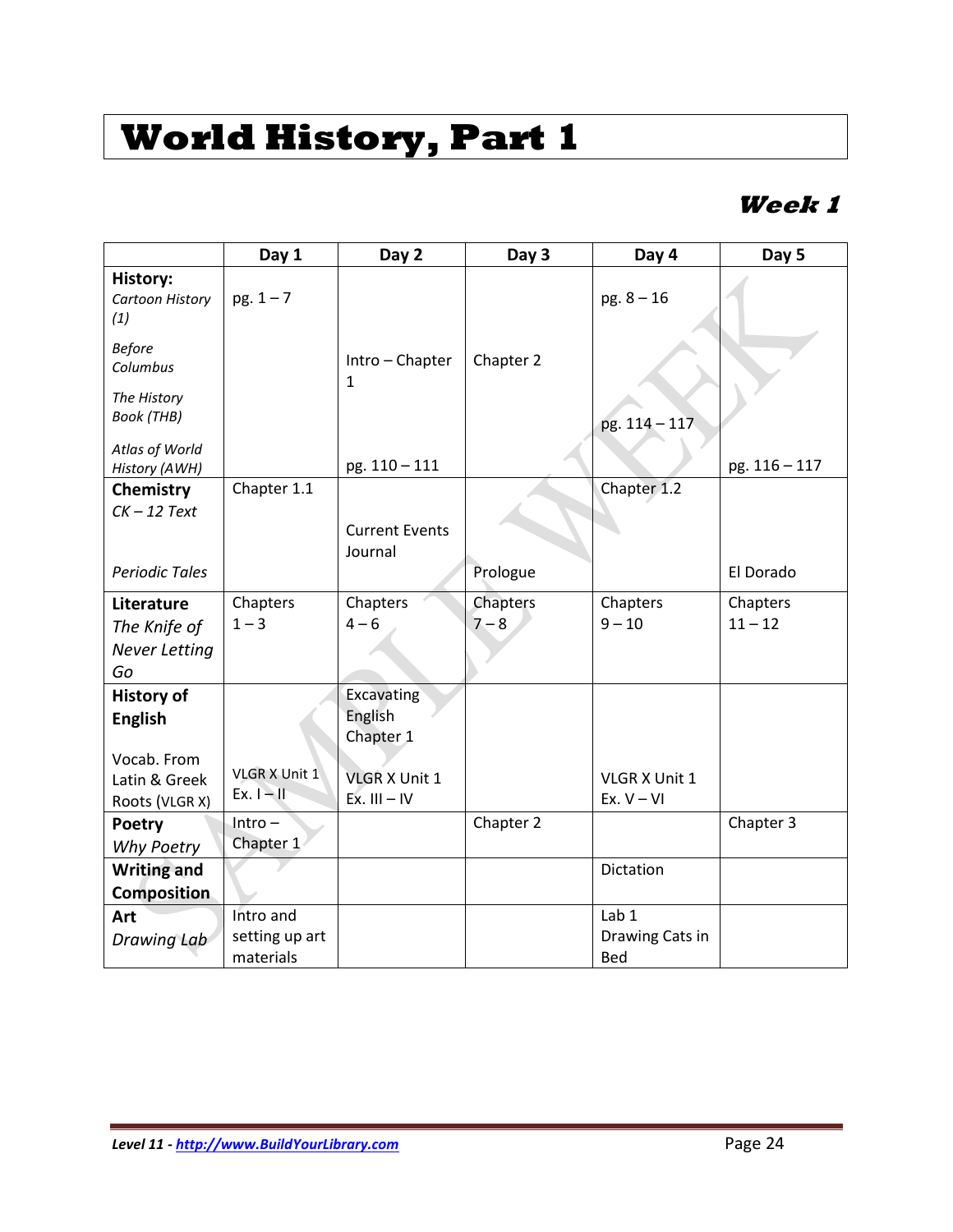# World History, Part 1

## Week 1

| | Day 1 | Day 2 | Day 3 | Day 4 | Day 5 |
|---|---|---|---|---|---|
| **History:** *Cartoon History (1)* | pg. 1 – 7 | | | pg. 8 – 16 | |
| *Before Columbus* | | Intro – Chapter 1 | Chapter 2 | | |
| *The History Book (THB)* | | | | pg. 114 – 117 | |
| *Atlas of World History (AWH)* | | pg. 110 – 111 | | | pg. 116 – 117 |
| **Chemistry** *CK – 12 Text* | Chapter 1.1 | Current Events Journal | | Chapter 1.2 | |
| *Periodic Tales* | | | Prologue | | El Dorado |
| **Literature** *The Knife of Never Letting Go* | Chapters 1 – 3 | Chapters 4 – 6 | Chapters 7 – 8 | Chapters 9 – 10 | Chapters 11 – 12 |
| **History of English** | | Excavating English Chapter 1 | | | |
| Vocab. From Latin & Greek Roots (VLGR X) | VLGR X Unit 1 Ex. I – II | VLGR X Unit 1 Ex. III – IV | | VLGR X Unit 1 Ex. V – VI | |
| **Poetry** *Why Poetry* | Intro – Chapter 1 | | Chapter 2 | | Chapter 3 |
| **Writing and Composition** | | | | Dictation | |
| **Art** *Drawing Lab* | Intro and setting up art materials | | | Lab 1 Drawing Cats in Bed | |

Level 11 - http://www.BuildYourLibrary.com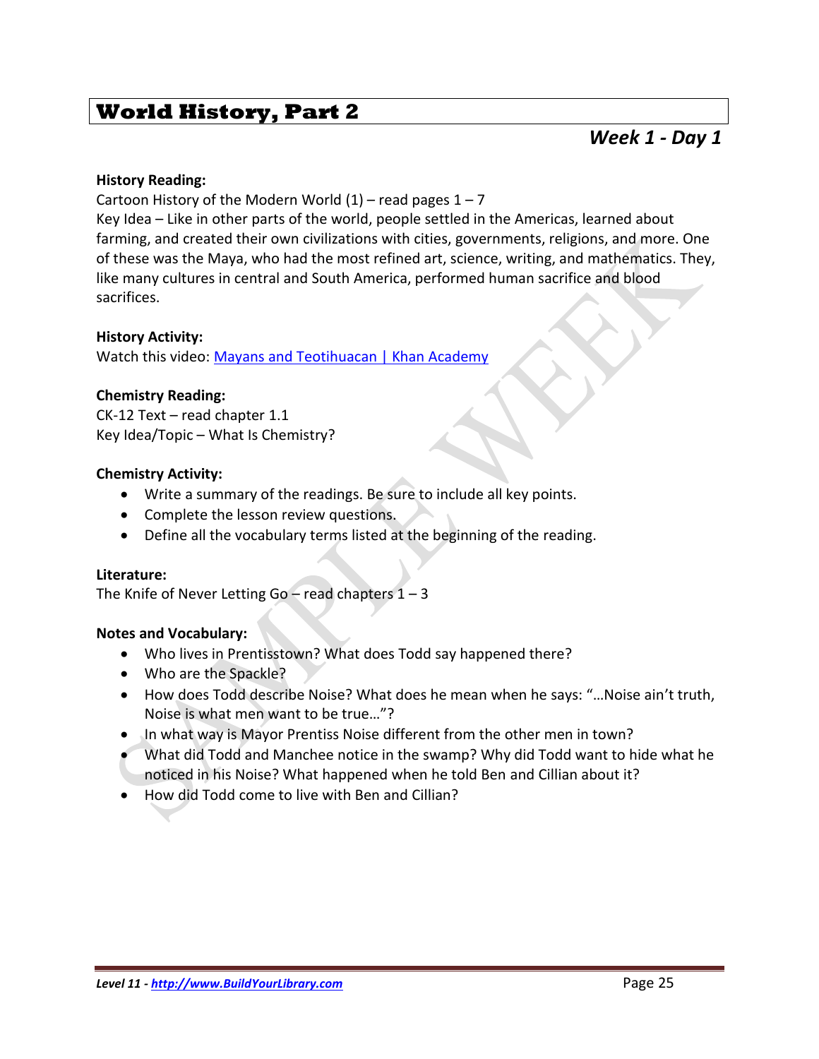# World History, Part 2

## *Week 1 - Day 1*

**History Reading:**

Cartoon History of the Modern World (1) – read pages 1 – 7

Key Idea – Like in other parts of the world, people settled in the Americas, learned about farming, and created their own civilizations with cities, governments, religions, and more. One of these was the Maya, who had the most refined art, science, writing, and mathematics. They, like many cultures in central and South America, performed human sacrifice and blood sacrifices.

**History Activity:**

Watch this video: [Mayans and Teotihuacan | Khan Academy]()

**Chemistry Reading:**

CK-12 Text – read chapter 1.1

Key Idea/Topic – What Is Chemistry?

**Chemistry Activity:**

- Write a summary of the readings. Be sure to include all key points.
- Complete the lesson review questions.
- Define all the vocabulary terms listed at the beginning of the reading.

**Literature:**

The Knife of Never Letting Go – read chapters 1 – 3

**Notes and Vocabulary:**

- Who lives in Prentisstown? What does Todd say happened there?
- Who are the Spackle?
- How does Todd describe Noise? What does he mean when he says: "…Noise ain't truth, Noise is what men want to be true…"?
- In what way is Mayor Prentiss Noise different from the other men in town?
- What did Todd and Manchee notice in the swamp? Why did Todd want to hide what he noticed in his Noise? What happened when he told Ben and Cillian about it?
- How did Todd come to live with Ben and Cillian?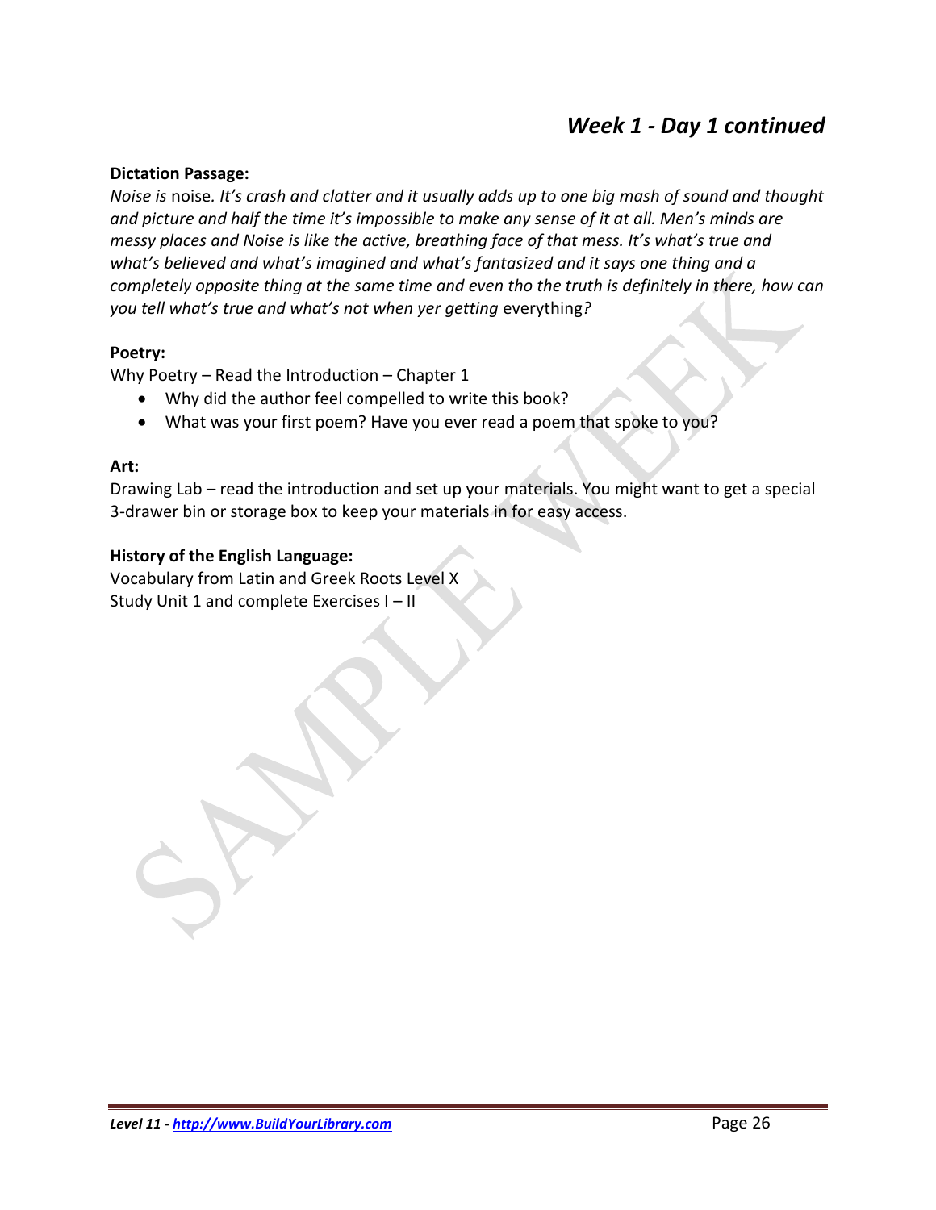## *Week 1 - Day 1 continued*

**Dictation Passage:**
*Noise is* noise*. It's crash and clatter and it usually adds up to one big mash of sound and thought and picture and half the time it's impossible to make any sense of it at all. Men's minds are messy places and Noise is like the active, breathing face of that mess. It's what's true and what's believed and what's imagined and what's fantasized and it says one thing and a completely opposite thing at the same time and even tho the truth is definitely in there, how can you tell what's true and what's not when yer getting* everything*?*

**Poetry:**
Why Poetry – Read the Introduction – Chapter 1

- Why did the author feel compelled to write this book?
- What was your first poem? Have you ever read a poem that spoke to you?

**Art:**
Drawing Lab – read the introduction and set up your materials. You might want to get a special 3-drawer bin or storage box to keep your materials in for easy access.

**History of the English Language:**
Vocabulary from Latin and Greek Roots Level X
Study Unit 1 and complete Exercises I – II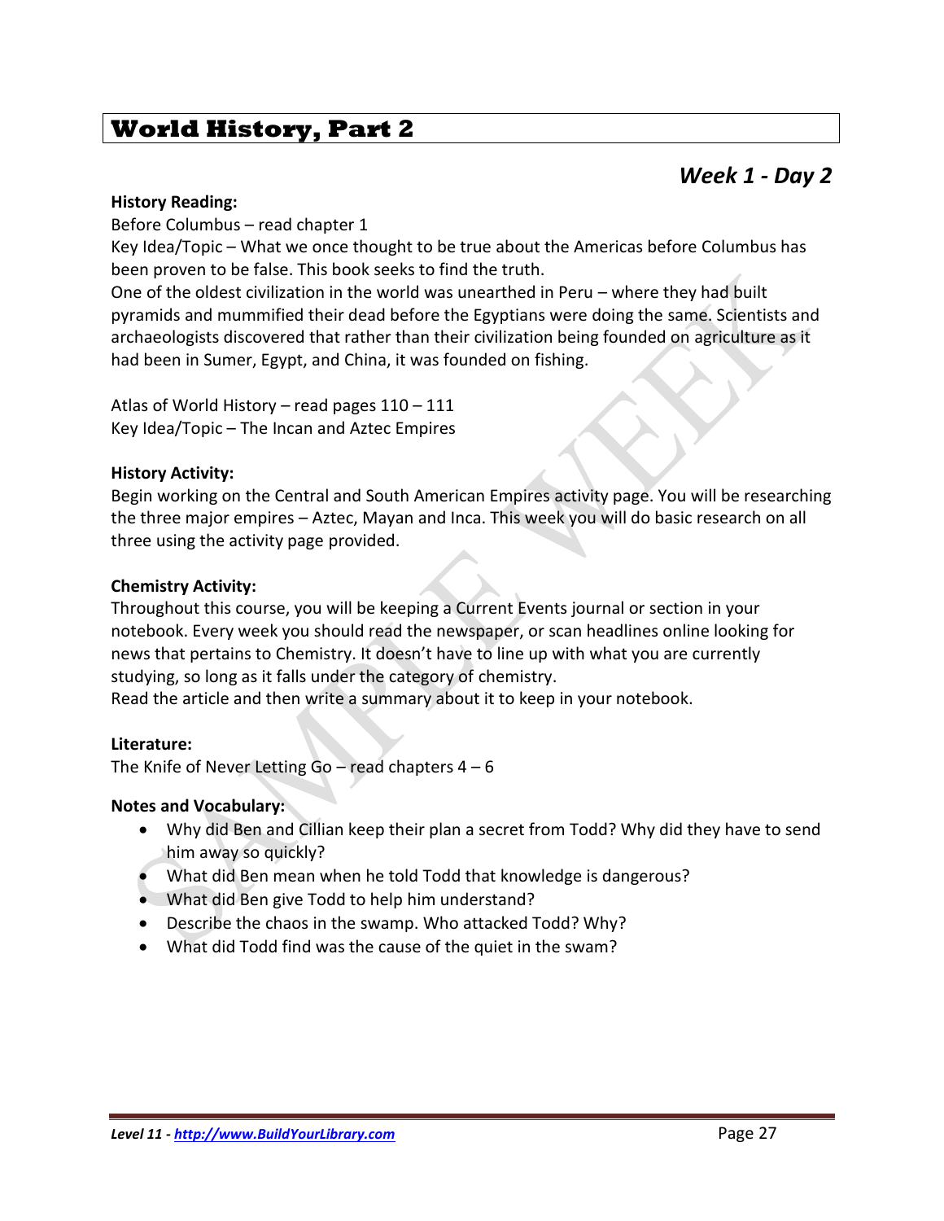# World History, Part 2

## *Week 1 - Day 2*

**History Reading:**
Before Columbus – read chapter 1
Key Idea/Topic – What we once thought to be true about the Americas before Columbus has been proven to be false. This book seeks to find the truth.
One of the oldest civilization in the world was unearthed in Peru – where they had built pyramids and mummified their dead before the Egyptians were doing the same. Scientists and archaeologists discovered that rather than their civilization being founded on agriculture as it had been in Sumer, Egypt, and China, it was founded on fishing.

Atlas of World History – read pages 110 – 111
Key Idea/Topic – The Incan and Aztec Empires

**History Activity:**
Begin working on the Central and South American Empires activity page. You will be researching the three major empires – Aztec, Mayan and Inca. This week you will do basic research on all three using the activity page provided.

**Chemistry Activity:**
Throughout this course, you will be keeping a Current Events journal or section in your notebook. Every week you should read the newspaper, or scan headlines online looking for news that pertains to Chemistry. It doesn't have to line up with what you are currently studying, so long as it falls under the category of chemistry.
Read the article and then write a summary about it to keep in your notebook.

**Literature:**
The Knife of Never Letting Go – read chapters 4 – 6

**Notes and Vocabulary:**

- Why did Ben and Cillian keep their plan a secret from Todd? Why did they have to send him away so quickly?
- What did Ben mean when he told Todd that knowledge is dangerous?
- What did Ben give Todd to help him understand?
- Describe the chaos in the swamp. Who attacked Todd? Why?
- What did Todd find was the cause of the quiet in the swam?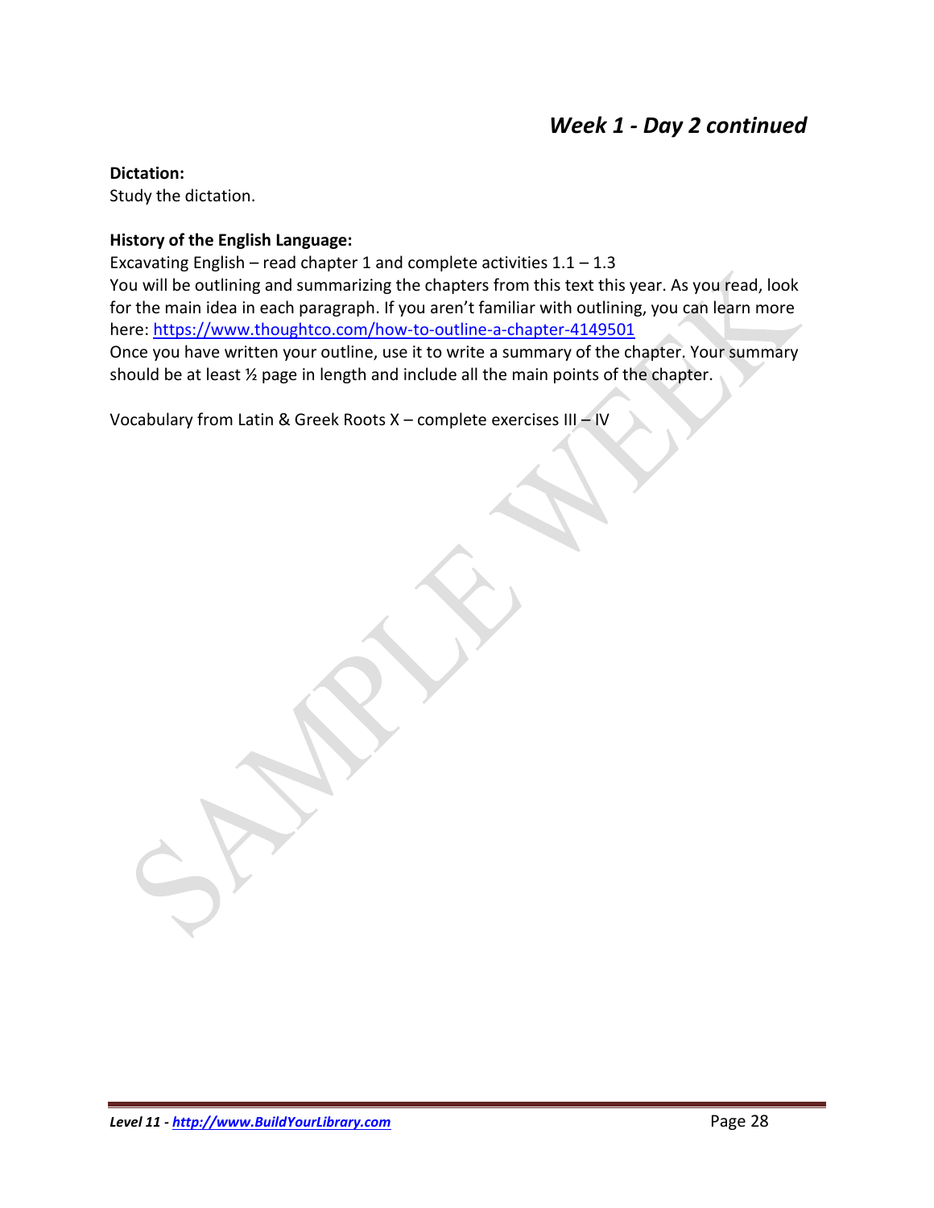## *Week 1 - Day 2 continued*

**Dictation:**
Study the dictation.

**History of the English Language:**
Excavating English – read chapter 1 and complete activities 1.1 – 1.3
You will be outlining and summarizing the chapters from this text this year. As you read, look for the main idea in each paragraph. If you aren't familiar with outlining, you can learn more here: https://www.thoughtco.com/how-to-outline-a-chapter-4149501
Once you have written your outline, use it to write a summary of the chapter. Your summary should be at least ½ page in length and include all the main points of the chapter.

Vocabulary from Latin & Greek Roots X – complete exercises III – IV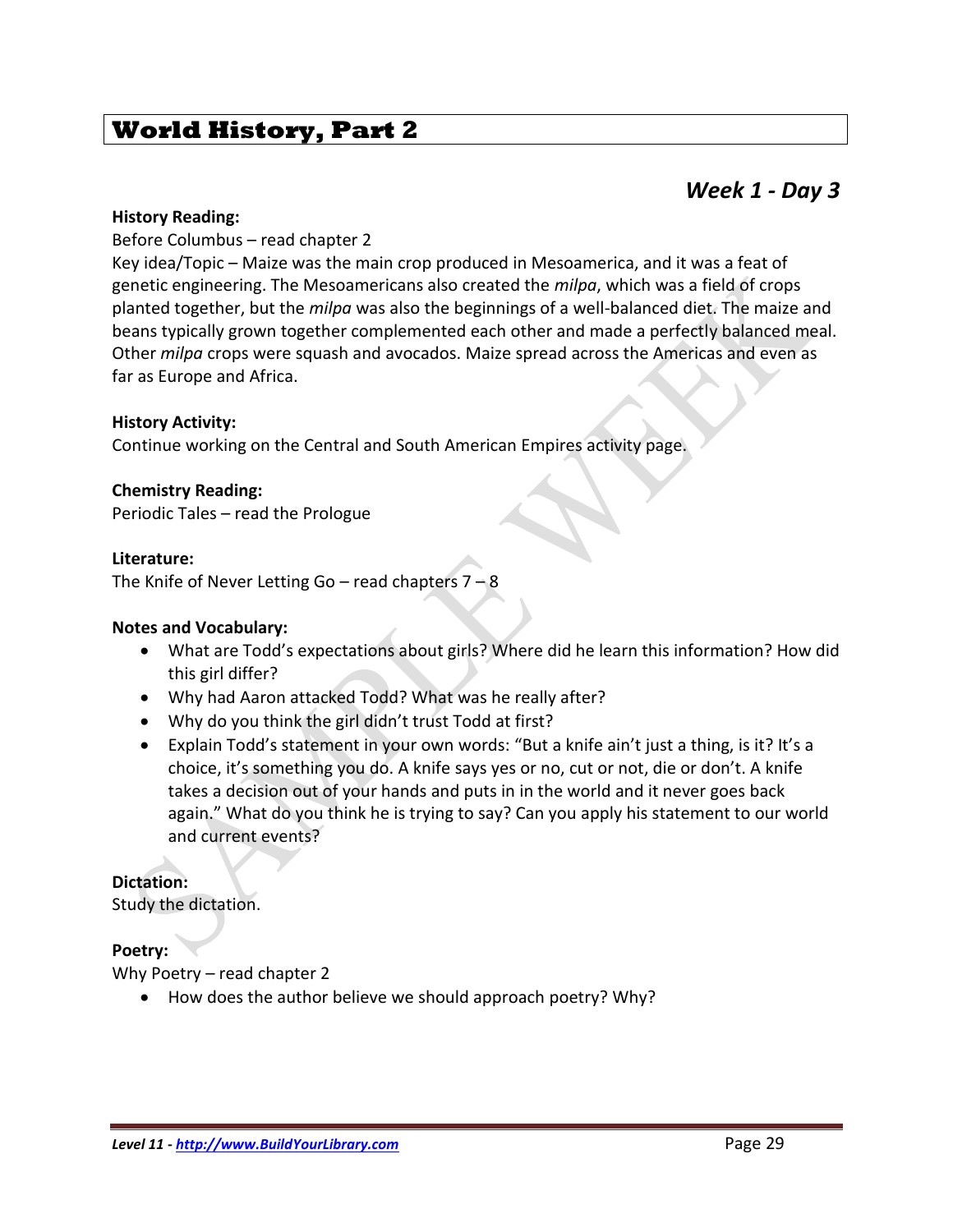# World History, Part 2

## *Week 1 - Day 3*

**History Reading:**
Before Columbus – read chapter 2
Key idea/Topic – Maize was the main crop produced in Mesoamerica, and it was a feat of genetic engineering. The Mesoamericans also created the *milpa*, which was a field of crops planted together, but the *milpa* was also the beginnings of a well-balanced diet. The maize and beans typically grown together complemented each other and made a perfectly balanced meal. Other *milpa* crops were squash and avocados. Maize spread across the Americas and even as far as Europe and Africa.

**History Activity:**
Continue working on the Central and South American Empires activity page.

**Chemistry Reading:**
Periodic Tales – read the Prologue

**Literature:**
The Knife of Never Letting Go – read chapters 7 – 8

**Notes and Vocabulary:**

- What are Todd's expectations about girls? Where did he learn this information? How did this girl differ?
- Why had Aaron attacked Todd? What was he really after?
- Why do you think the girl didn't trust Todd at first?
- Explain Todd's statement in your own words: "But a knife ain't just a thing, is it? It's a choice, it's something you do. A knife says yes or no, cut or not, die or don't. A knife takes a decision out of your hands and puts in in the world and it never goes back again." What do you think he is trying to say? Can you apply his statement to our world and current events?

**Dictation:**
Study the dictation.

**Poetry:**
Why Poetry – read chapter 2

- How does the author believe we should approach poetry? Why?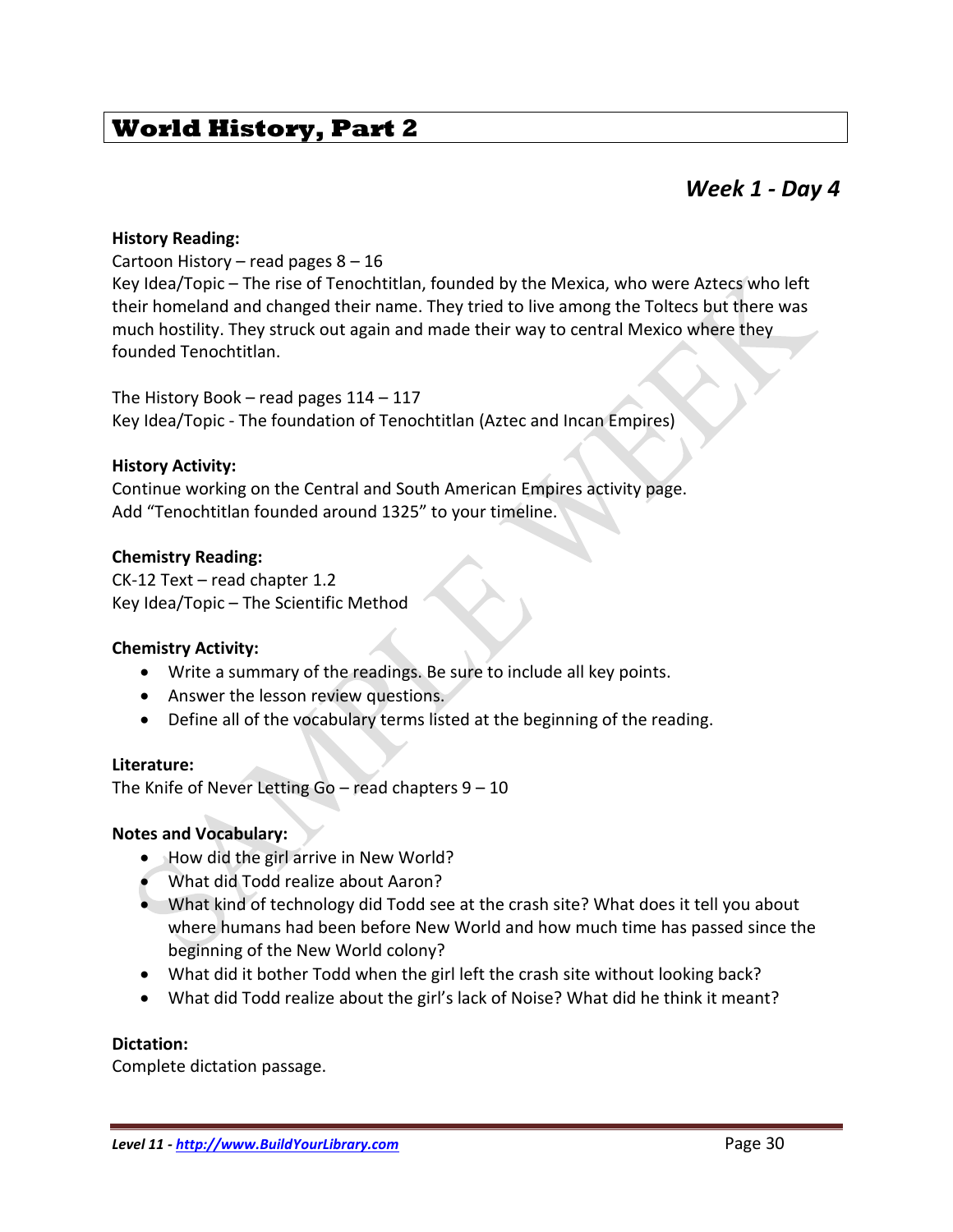# World History, Part 2

## *Week 1 - Day 4*

**History Reading:**
Cartoon History – read pages 8 – 16
Key Idea/Topic – The rise of Tenochtitlan, founded by the Mexica, who were Aztecs who left their homeland and changed their name. They tried to live among the Toltecs but there was much hostility. They struck out again and made their way to central Mexico where they founded Tenochtitlan.

The History Book – read pages 114 – 117
Key Idea/Topic - The foundation of Tenochtitlan (Aztec and Incan Empires)

**History Activity:**
Continue working on the Central and South American Empires activity page.
Add "Tenochtitlan founded around 1325" to your timeline.

**Chemistry Reading:**
CK-12 Text – read chapter 1.2
Key Idea/Topic – The Scientific Method

**Chemistry Activity:**

- Write a summary of the readings. Be sure to include all key points.
- Answer the lesson review questions.
- Define all of the vocabulary terms listed at the beginning of the reading.

**Literature:**
The Knife of Never Letting Go – read chapters 9 – 10

**Notes and Vocabulary:**

- How did the girl arrive in New World?
- What did Todd realize about Aaron?
- What kind of technology did Todd see at the crash site? What does it tell you about where humans had been before New World and how much time has passed since the beginning of the New World colony?
- What did it bother Todd when the girl left the crash site without looking back?
- What did Todd realize about the girl's lack of Noise? What did he think it meant?

**Dictation:**
Complete dictation passage.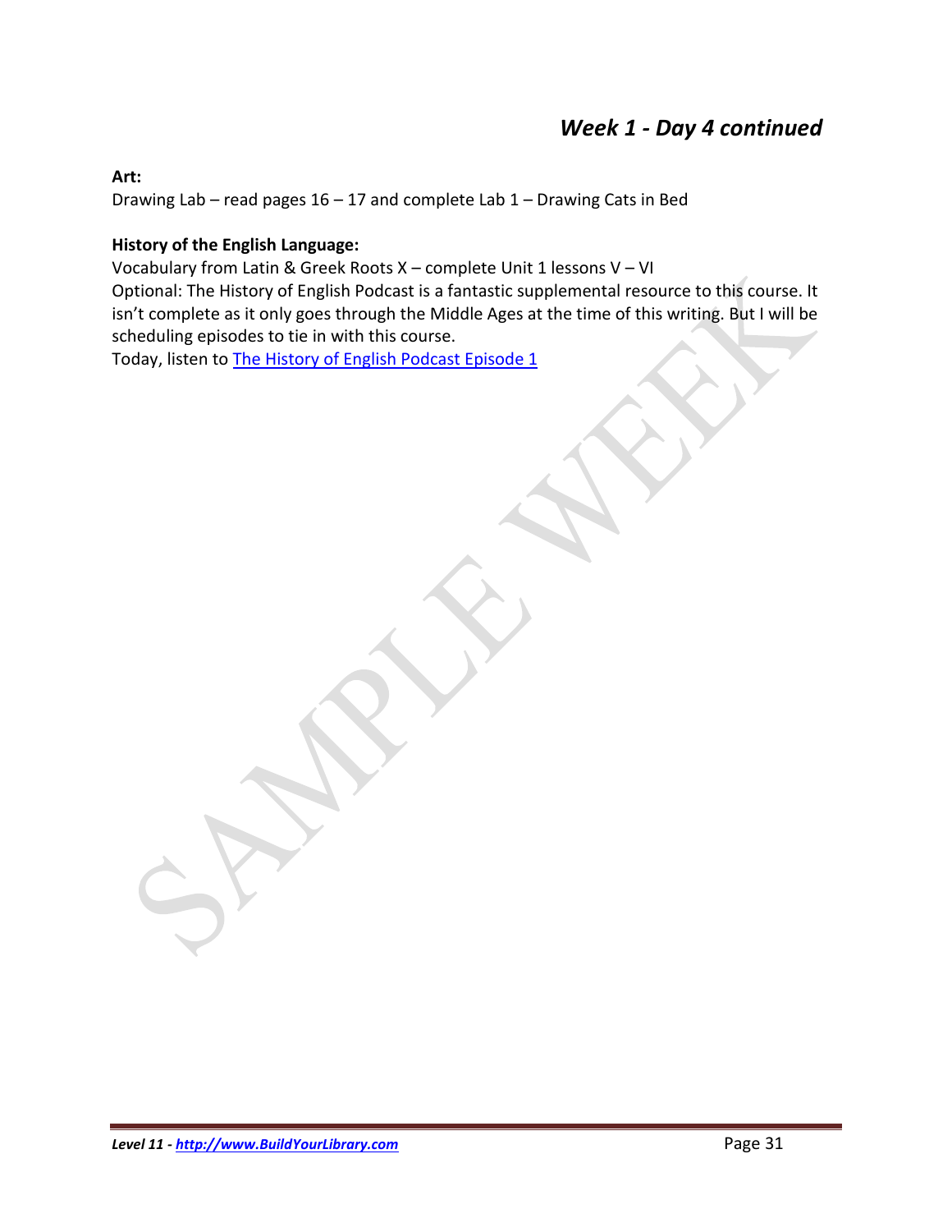## *Week 1 - Day 4 continued*

**Art:**
Drawing Lab – read pages 16 – 17 and complete Lab 1 – Drawing Cats in Bed

**History of the English Language:**
Vocabulary from Latin & Greek Roots X – complete Unit 1 lessons V – VI
Optional: The History of English Podcast is a fantastic supplemental resource to this course. It isn't complete as it only goes through the Middle Ages at the time of this writing. But I will be scheduling episodes to tie in with this course.
Today, listen to The History of English Podcast Episode 1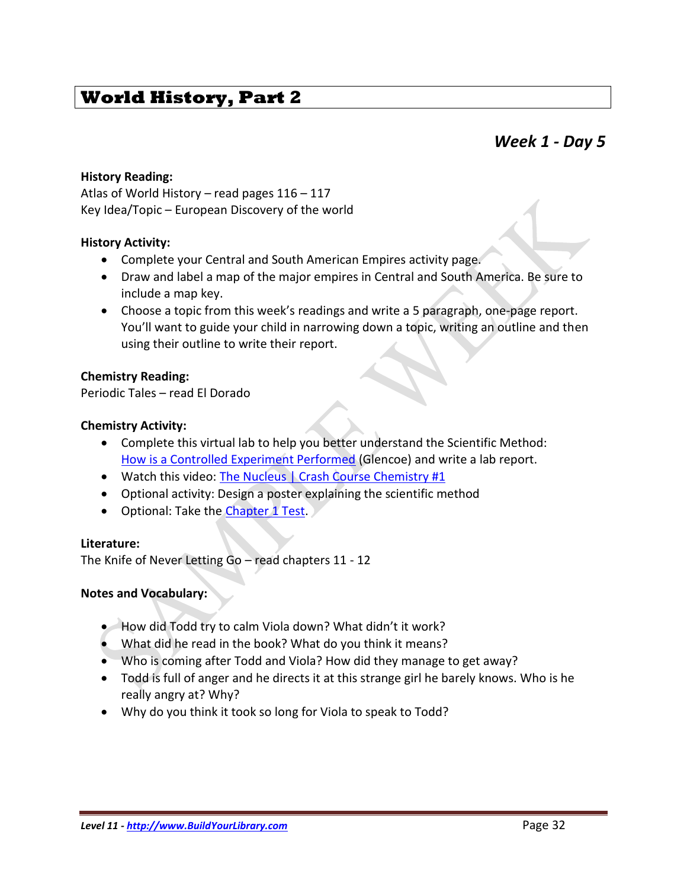# World History, Part 2

## *Week 1 - Day 5*

**History Reading:**
Atlas of World History – read pages 116 – 117
Key Idea/Topic – European Discovery of the world

**History Activity:**

- Complete your Central and South American Empires activity page.
- Draw and label a map of the major empires in Central and South America. Be sure to include a map key.
- Choose a topic from this week's readings and write a 5 paragraph, one-page report. You'll want to guide your child in narrowing down a topic, writing an outline and then using their outline to write their report.

**Chemistry Reading:**
Periodic Tales – read El Dorado

**Chemistry Activity:**

- Complete this virtual lab to help you better understand the Scientific Method: [How is a Controlled Experiment Performed] (Glencoe) and write a lab report.
- Watch this video: [The Nucleus | Crash Course Chemistry #1]
- Optional activity: Design a poster explaining the scientific method
- Optional: Take the [Chapter 1 Test].

**Literature:**
The Knife of Never Letting Go – read chapters 11 - 12

**Notes and Vocabulary:**

- How did Todd try to calm Viola down? What didn't it work?
- What did he read in the book? What do you think it means?
- Who is coming after Todd and Viola? How did they manage to get away?
- Todd is full of anger and he directs it at this strange girl he barely knows. Who is he really angry at? Why?
- Why do you think it took so long for Viola to speak to Todd?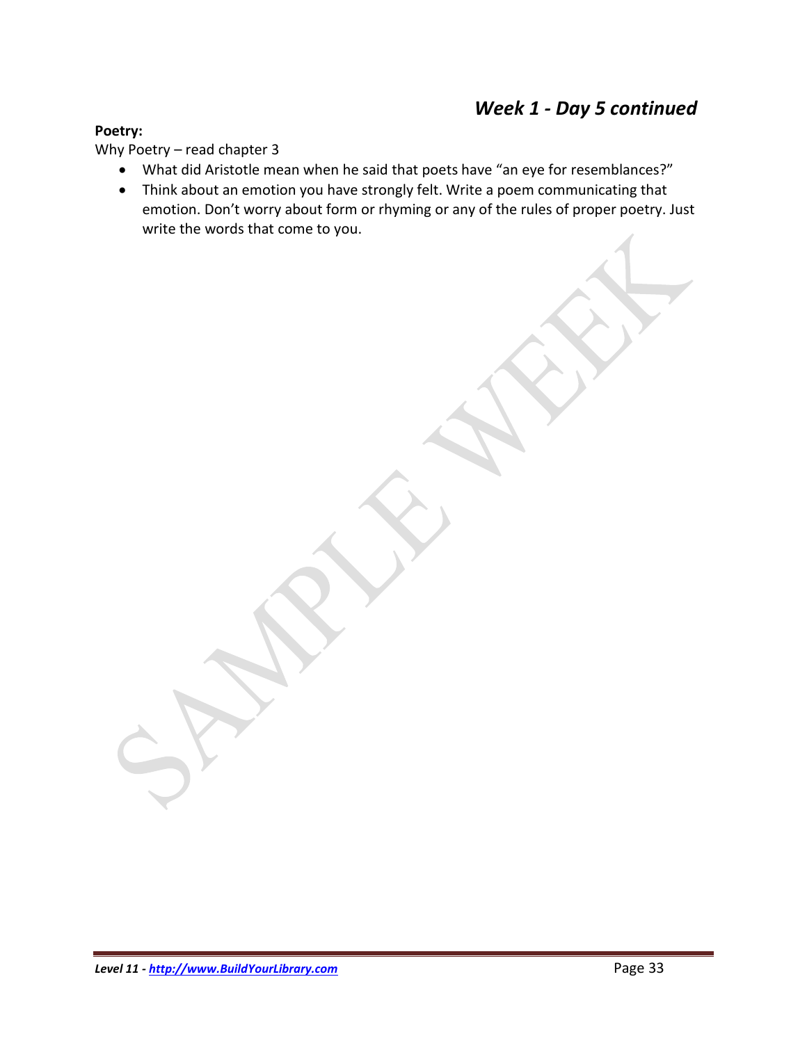## *Week 1 - Day 5 continued*

**Poetry:**

Why Poetry – read chapter 3

- What did Aristotle mean when he said that poets have “an eye for resemblances?”
- Think about an emotion you have strongly felt. Write a poem communicating that emotion. Don’t worry about form or rhyming or any of the rules of proper poetry. Just write the words that come to you.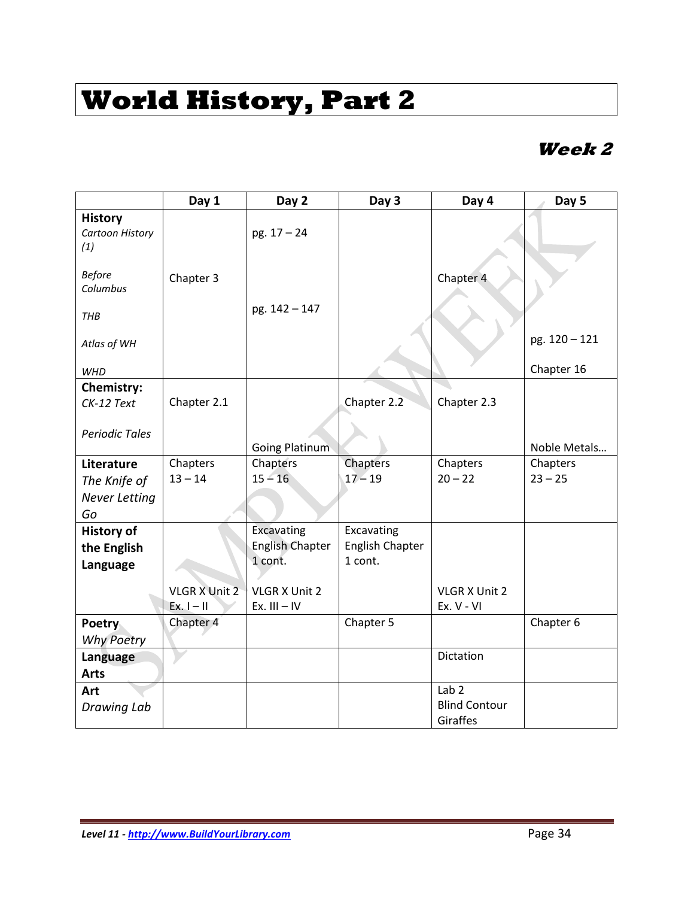# World History, Part 2

## *Week 2*

| | Day 1 | Day 2 | Day 3 | Day 4 | Day 5 |
|---|---|---|---|---|---|
| **History**<br>*Cartoon History (1)*<br>*Before Columbus*<br>*THB*<br>*Atlas of WH*<br>*WHD* | Chapter 3 | pg. 17 – 24<br>pg. 142 – 147 | | Chapter 4 | pg. 120 – 121<br>Chapter 16 |
| **Chemistry:**<br>*CK-12 Text*<br>*Periodic Tales* | Chapter 2.1 | Going Platinum | Chapter 2.2 | Chapter 2.3 | Noble Metals… |
| **Literature**<br>*The Knife of Never Letting Go* | Chapters 13 – 14 | Chapters 15 – 16 | Chapters 17 – 19 | Chapters 20 – 22 | Chapters 23 – 25 |
| **History of the English Language** | VLGR X Unit 2 Ex. I – II | Excavating English Chapter 1 cont.<br>VLGR X Unit 2 Ex. III – IV | Excavating English Chapter 1 cont. | VLGR X Unit 2 Ex. V - VI | |
| **Poetry**<br>*Why Poetry* | Chapter 4 | | Chapter 5 | | Chapter 6 |
| **Language Arts** | | | | Dictation | |
| **Art**<br>*Drawing Lab* | | | | Lab 2<br>Blind Contour Giraffes | |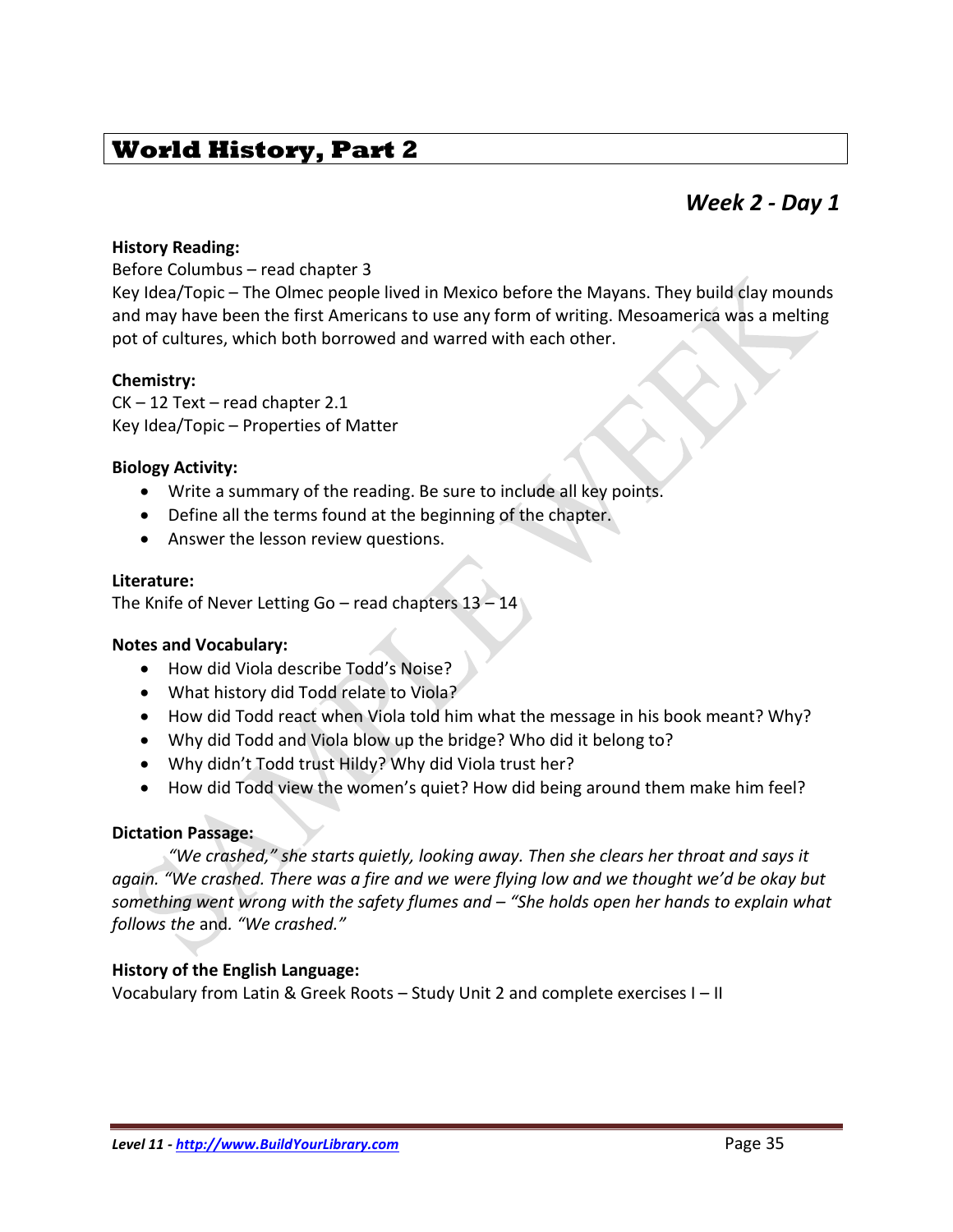# World History, Part 2

## *Week 2 - Day 1*

**History Reading:**

Before Columbus – read chapter 3

Key Idea/Topic – The Olmec people lived in Mexico before the Mayans. They build clay mounds and may have been the first Americans to use any form of writing. Mesoamerica was a melting pot of cultures, which both borrowed and warred with each other.

**Chemistry:**

CK – 12 Text – read chapter 2.1

Key Idea/Topic – Properties of Matter

**Biology Activity:**

- Write a summary of the reading. Be sure to include all key points.
- Define all the terms found at the beginning of the chapter.
- Answer the lesson review questions.

**Literature:**

The Knife of Never Letting Go – read chapters 13 – 14

**Notes and Vocabulary:**

- How did Viola describe Todd's Noise?
- What history did Todd relate to Viola?
- How did Todd react when Viola told him what the message in his book meant? Why?
- Why did Todd and Viola blow up the bridge? Who did it belong to?
- Why didn't Todd trust Hildy? Why did Viola trust her?
- How did Todd view the women's quiet? How did being around them make him feel?

**Dictation Passage:**

*"We crashed," she starts quietly, looking away. Then she clears her throat and says it again. "We crashed. There was a fire and we were flying low and we thought we'd be okay but something went wrong with the safety flumes and – "She holds open her hands to explain what follows the* and*. "We crashed."*

**History of the English Language:**

Vocabulary from Latin & Greek Roots – Study Unit 2 and complete exercises I – II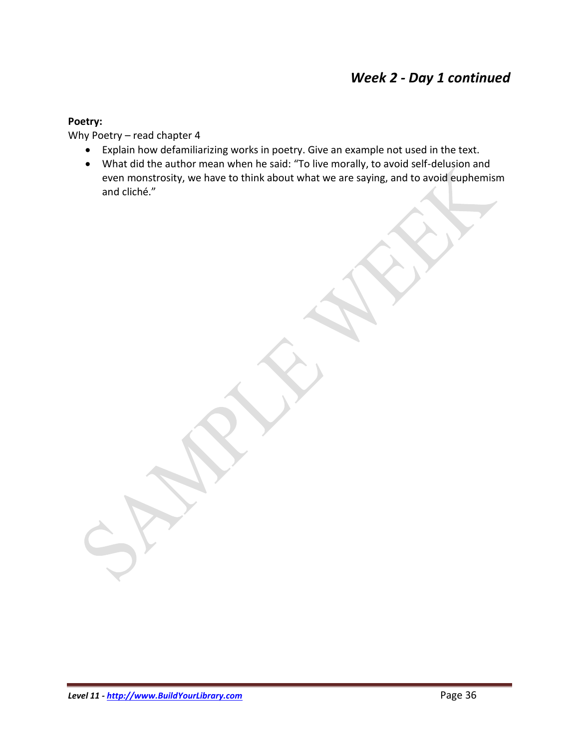## *Week 2 - Day 1 continued*

**Poetry:**

Why Poetry – read chapter 4

- Explain how defamiliarizing works in poetry. Give an example not used in the text.
- What did the author mean when he said: "To live morally, to avoid self-delusion and even monstrosity, we have to think about what we are saying, and to avoid euphemism and cliché."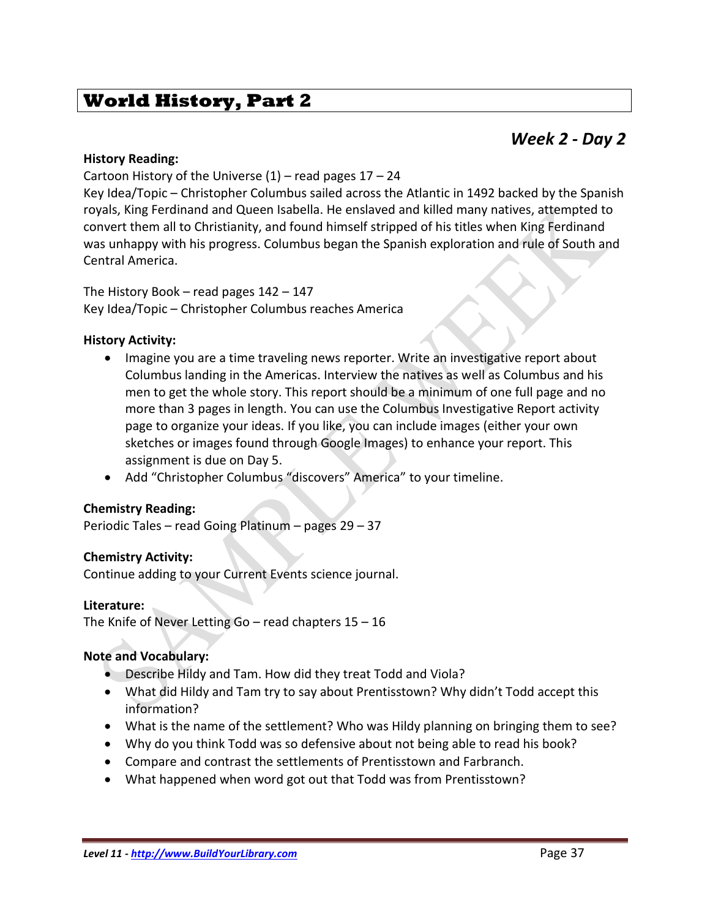# World History, Part 2

## *Week 2 - Day 2*

**History Reading:**

Cartoon History of the Universe (1) – read pages 17 – 24

Key Idea/Topic – Christopher Columbus sailed across the Atlantic in 1492 backed by the Spanish royals, King Ferdinand and Queen Isabella. He enslaved and killed many natives, attempted to convert them all to Christianity, and found himself stripped of his titles when King Ferdinand was unhappy with his progress. Columbus began the Spanish exploration and rule of South and Central America.

The History Book – read pages 142 – 147

Key Idea/Topic – Christopher Columbus reaches America

**History Activity:**

- Imagine you are a time traveling news reporter. Write an investigative report about Columbus landing in the Americas. Interview the natives as well as Columbus and his men to get the whole story. This report should be a minimum of one full page and no more than 3 pages in length. You can use the Columbus Investigative Report activity page to organize your ideas. If you like, you can include images (either your own sketches or images found through Google Images) to enhance your report. This assignment is due on Day 5.
- Add "Christopher Columbus "discovers" America" to your timeline.

**Chemistry Reading:**

Periodic Tales – read Going Platinum – pages 29 – 37

**Chemistry Activity:**

Continue adding to your Current Events science journal.

**Literature:**

The Knife of Never Letting Go – read chapters 15 – 16

**Note and Vocabulary:**

- Describe Hildy and Tam. How did they treat Todd and Viola?
- What did Hildy and Tam try to say about Prentisstown? Why didn't Todd accept this information?
- What is the name of the settlement? Who was Hildy planning on bringing them to see?
- Why do you think Todd was so defensive about not being able to read his book?
- Compare and contrast the settlements of Prentisstown and Farbranch.
- What happened when word got out that Todd was from Prentisstown?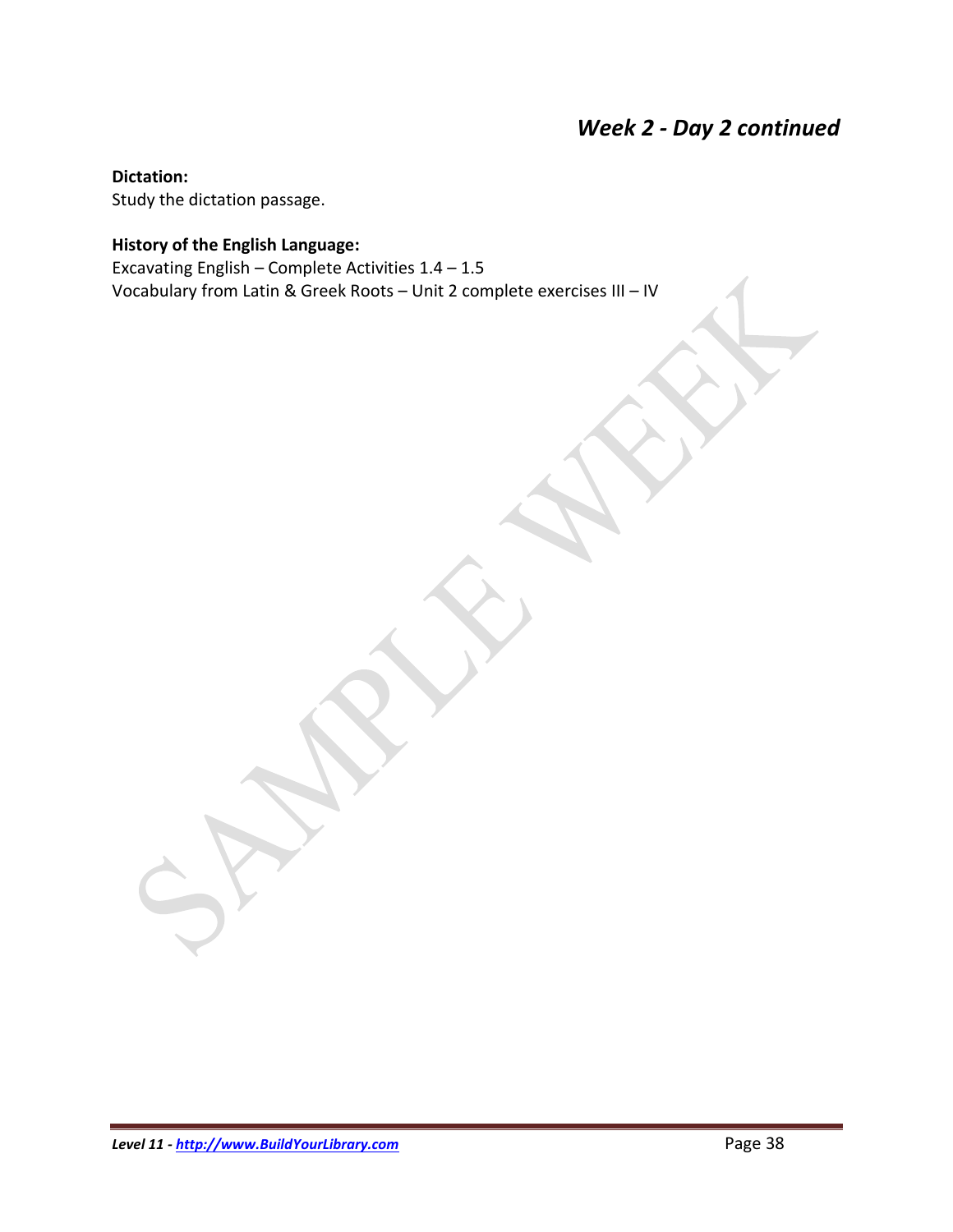## *Week 2 - Day 2 continued*

**Dictation:**
Study the dictation passage.

**History of the English Language:**
Excavating English – Complete Activities 1.4 – 1.5
Vocabulary from Latin & Greek Roots – Unit 2 complete exercises III – IV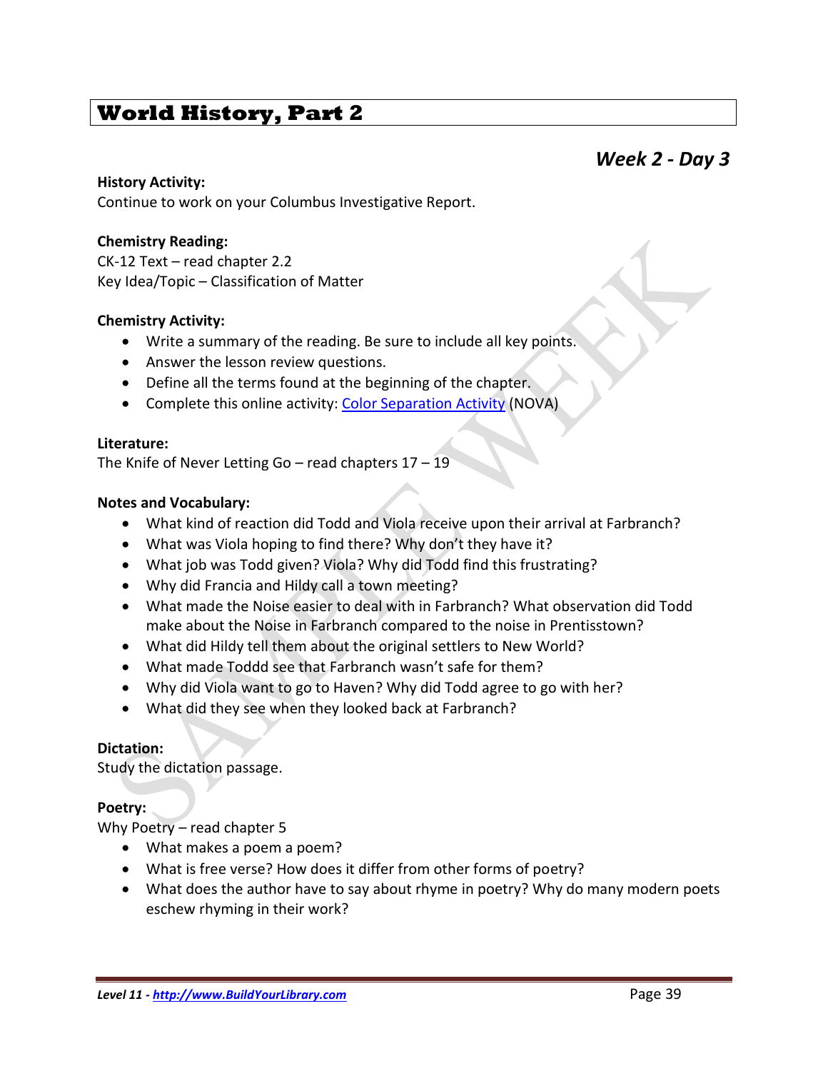# World History, Part 2

## *Week 2 - Day 3*

**History Activity:**
Continue to work on your Columbus Investigative Report.

**Chemistry Reading:**
CK-12 Text – read chapter 2.2
Key Idea/Topic – Classification of Matter

**Chemistry Activity:**

- Write a summary of the reading. Be sure to include all key points.
- Answer the lesson review questions.
- Define all the terms found at the beginning of the chapter.
- Complete this online activity: Color Separation Activity (NOVA)

**Literature:**
The Knife of Never Letting Go – read chapters 17 – 19

**Notes and Vocabulary:**

- What kind of reaction did Todd and Viola receive upon their arrival at Farbranch?
- What was Viola hoping to find there? Why don't they have it?
- What job was Todd given? Viola? Why did Todd find this frustrating?
- Why did Francia and Hildy call a town meeting?
- What made the Noise easier to deal with in Farbranch? What observation did Todd make about the Noise in Farbranch compared to the noise in Prentisstown?
- What did Hildy tell them about the original settlers to New World?
- What made Toddd see that Farbranch wasn't safe for them?
- Why did Viola want to go to Haven? Why did Todd agree to go with her?
- What did they see when they looked back at Farbranch?

**Dictation:**
Study the dictation passage.

**Poetry:**
Why Poetry – read chapter 5

- What makes a poem a poem?
- What is free verse? How does it differ from other forms of poetry?
- What does the author have to say about rhyme in poetry? Why do many modern poets eschew rhyming in their work?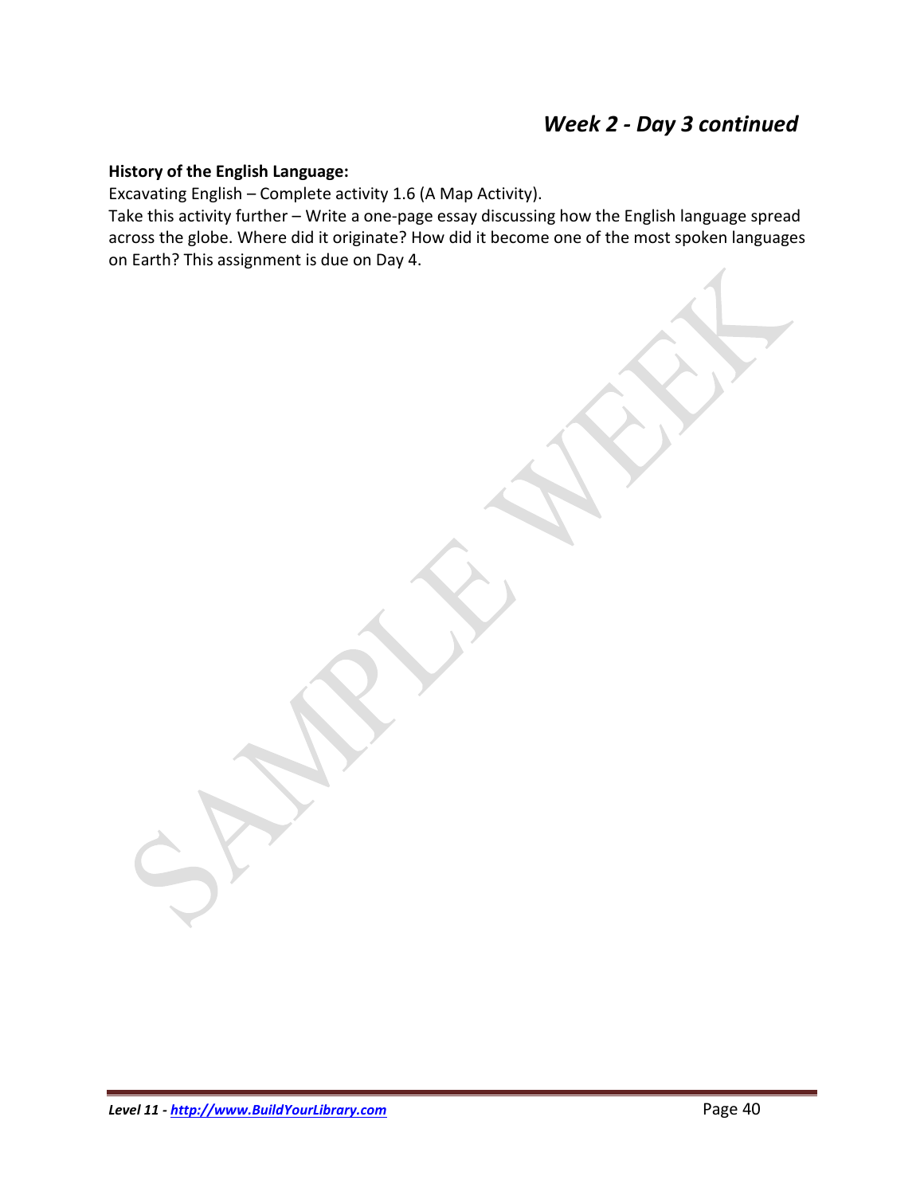## *Week 2 - Day 3 continued*

**History of the English Language:**

Excavating English – Complete activity 1.6 (A Map Activity).

Take this activity further – Write a one-page essay discussing how the English language spread across the globe. Where did it originate? How did it become one of the most spoken languages on Earth? This assignment is due on Day 4.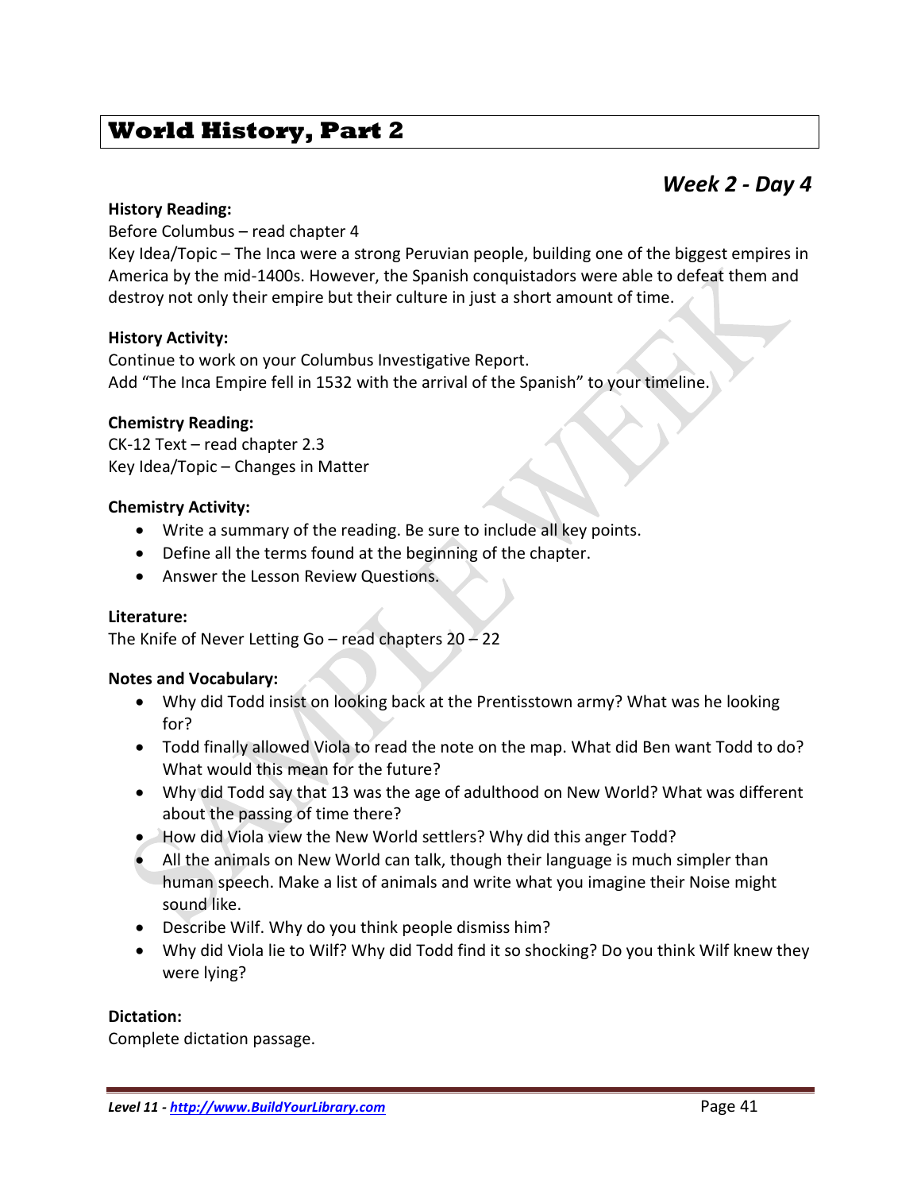# World History, Part 2

## *Week 2 - Day 4*

**History Reading:**
Before Columbus – read chapter 4
Key Idea/Topic – The Inca were a strong Peruvian people, building one of the biggest empires in America by the mid-1400s. However, the Spanish conquistadors were able to defeat them and destroy not only their empire but their culture in just a short amount of time.

**History Activity:**
Continue to work on your Columbus Investigative Report.
Add "The Inca Empire fell in 1532 with the arrival of the Spanish" to your timeline.

**Chemistry Reading:**
CK-12 Text – read chapter 2.3
Key Idea/Topic – Changes in Matter

**Chemistry Activity:**

- Write a summary of the reading. Be sure to include all key points.
- Define all the terms found at the beginning of the chapter.
- Answer the Lesson Review Questions.

**Literature:**
The Knife of Never Letting Go – read chapters 20 – 22

**Notes and Vocabulary:**

- Why did Todd insist on looking back at the Prentisstown army? What was he looking for?
- Todd finally allowed Viola to read the note on the map. What did Ben want Todd to do? What would this mean for the future?
- Why did Todd say that 13 was the age of adulthood on New World? What was different about the passing of time there?
- How did Viola view the New World settlers? Why did this anger Todd?
- All the animals on New World can talk, though their language is much simpler than human speech. Make a list of animals and write what you imagine their Noise might sound like.
- Describe Wilf. Why do you think people dismiss him?
- Why did Viola lie to Wilf? Why did Todd find it so shocking? Do you think Wilf knew they were lying?

**Dictation:**
Complete dictation passage.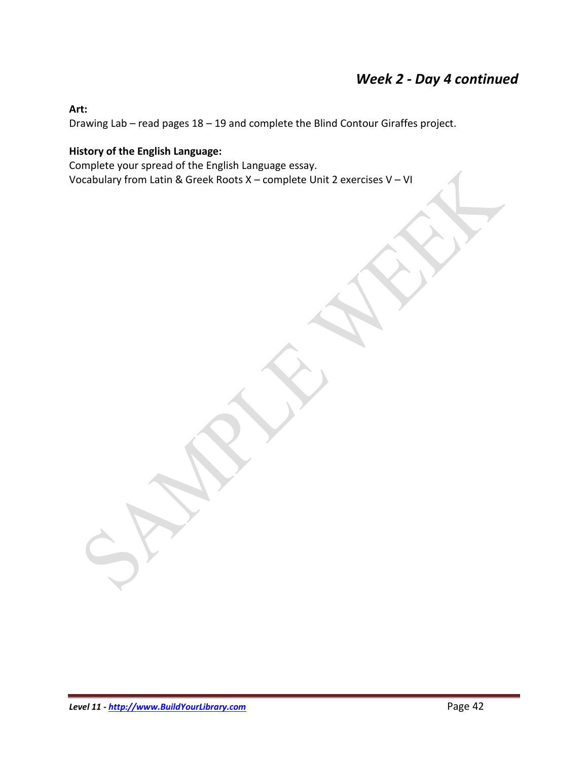## *Week 2 - Day 4 continued*

**Art:**
Drawing Lab – read pages 18 – 19 and complete the Blind Contour Giraffes project.

**History of the English Language:**
Complete your spread of the English Language essay.
Vocabulary from Latin & Greek Roots X – complete Unit 2 exercises V – VI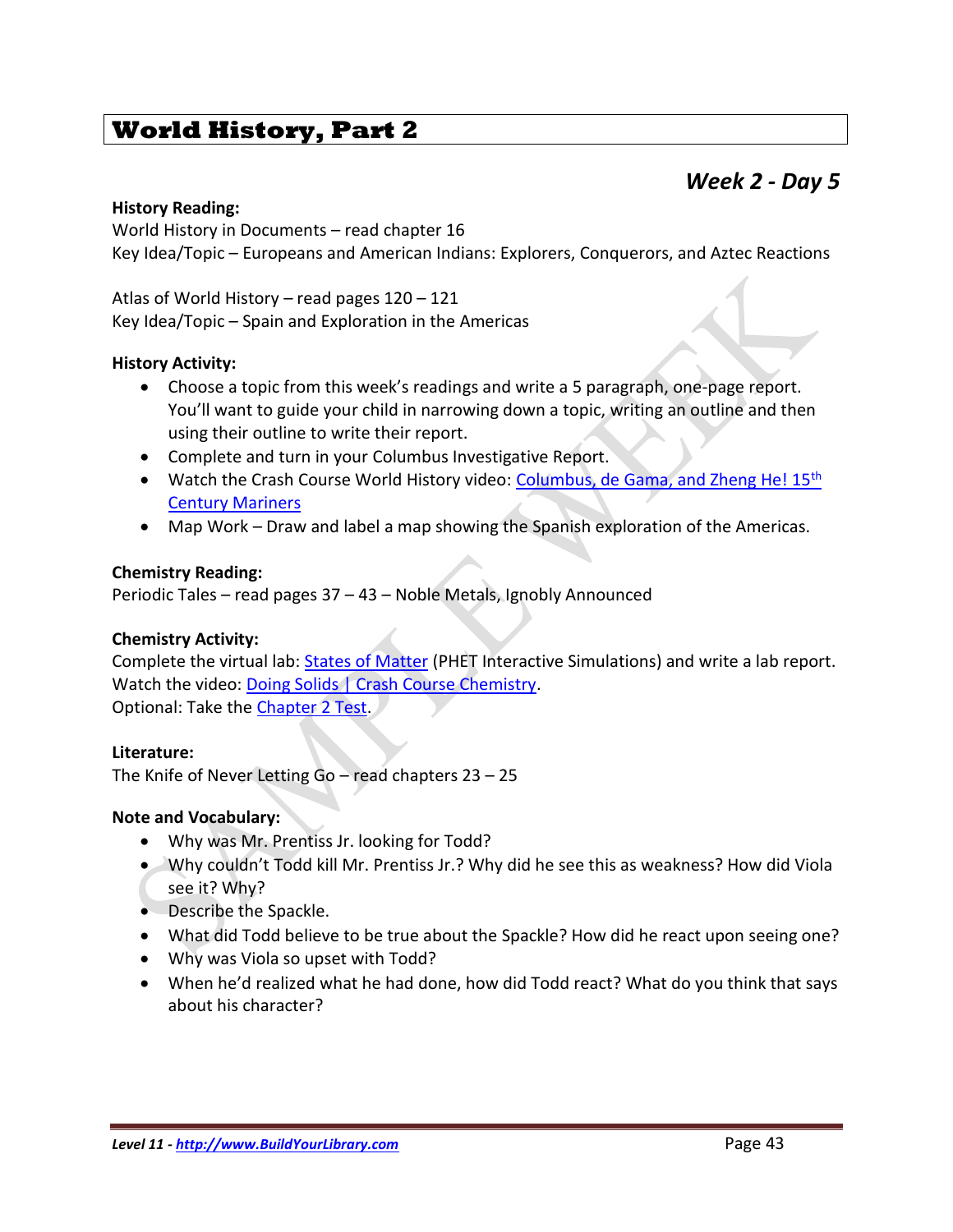# World History, Part 2

## *Week 2 - Day 5*

**History Reading:**
World History in Documents – read chapter 16
Key Idea/Topic – Europeans and American Indians: Explorers, Conquerors, and Aztec Reactions

Atlas of World History – read pages 120 – 121
Key Idea/Topic – Spain and Exploration in the Americas

**History Activity:**

- Choose a topic from this week's readings and write a 5 paragraph, one-page report. You'll want to guide your child in narrowing down a topic, writing an outline and then using their outline to write their report.
- Complete and turn in your Columbus Investigative Report.
- Watch the Crash Course World History video: Columbus, de Gama, and Zheng He! 15th Century Mariners
- Map Work – Draw and label a map showing the Spanish exploration of the Americas.

**Chemistry Reading:**
Periodic Tales – read pages 37 – 43 – Noble Metals, Ignobly Announced

**Chemistry Activity:**
Complete the virtual lab: States of Matter (PHET Interactive Simulations) and write a lab report.
Watch the video: Doing Solids | Crash Course Chemistry.
Optional: Take the Chapter 2 Test.

**Literature:**
The Knife of Never Letting Go – read chapters 23 – 25

**Note and Vocabulary:**

- Why was Mr. Prentiss Jr. looking for Todd?
- Why couldn't Todd kill Mr. Prentiss Jr.? Why did he see this as weakness? How did Viola see it? Why?
- Describe the Spackle.
- What did Todd believe to be true about the Spackle? How did he react upon seeing one?
- Why was Viola so upset with Todd?
- When he'd realized what he had done, how did Todd react? What do you think that says about his character?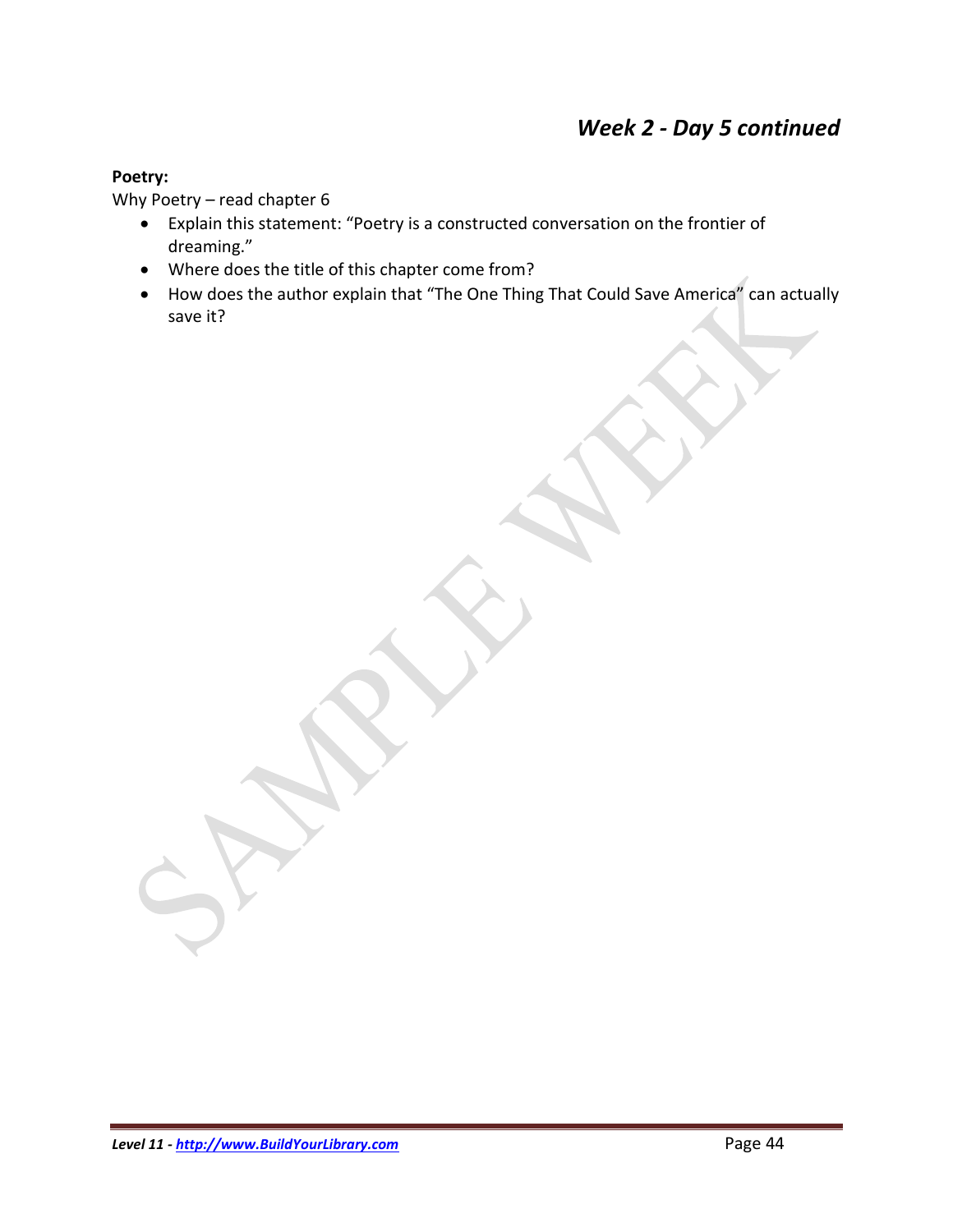## *Week 2 - Day 5 continued*

**Poetry:**

Why Poetry – read chapter 6

- Explain this statement: "Poetry is a constructed conversation on the frontier of dreaming."
- Where does the title of this chapter come from?
- How does the author explain that "The One Thing That Could Save America" can actually save it?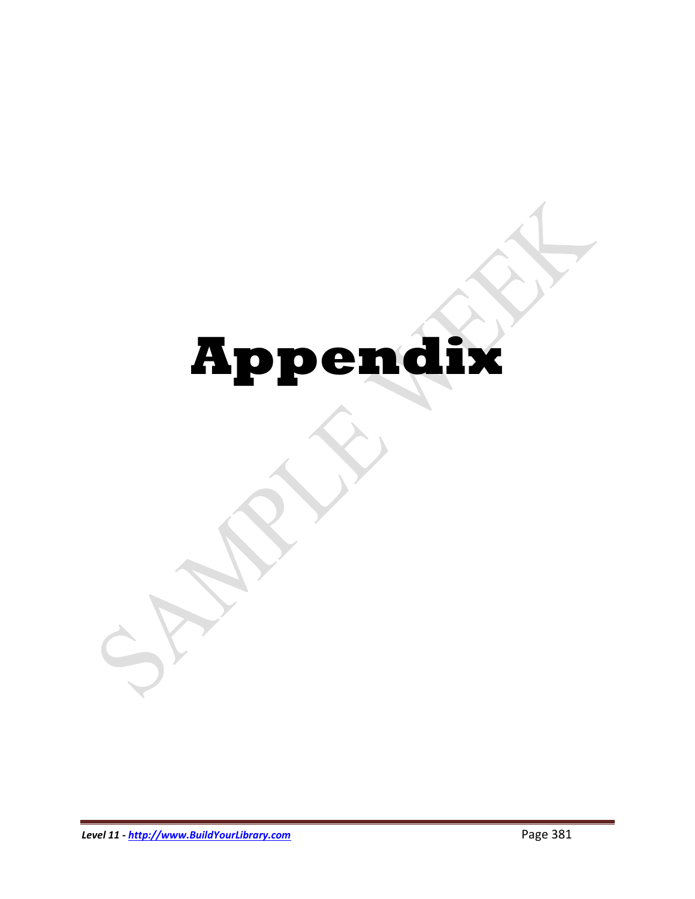# Appendix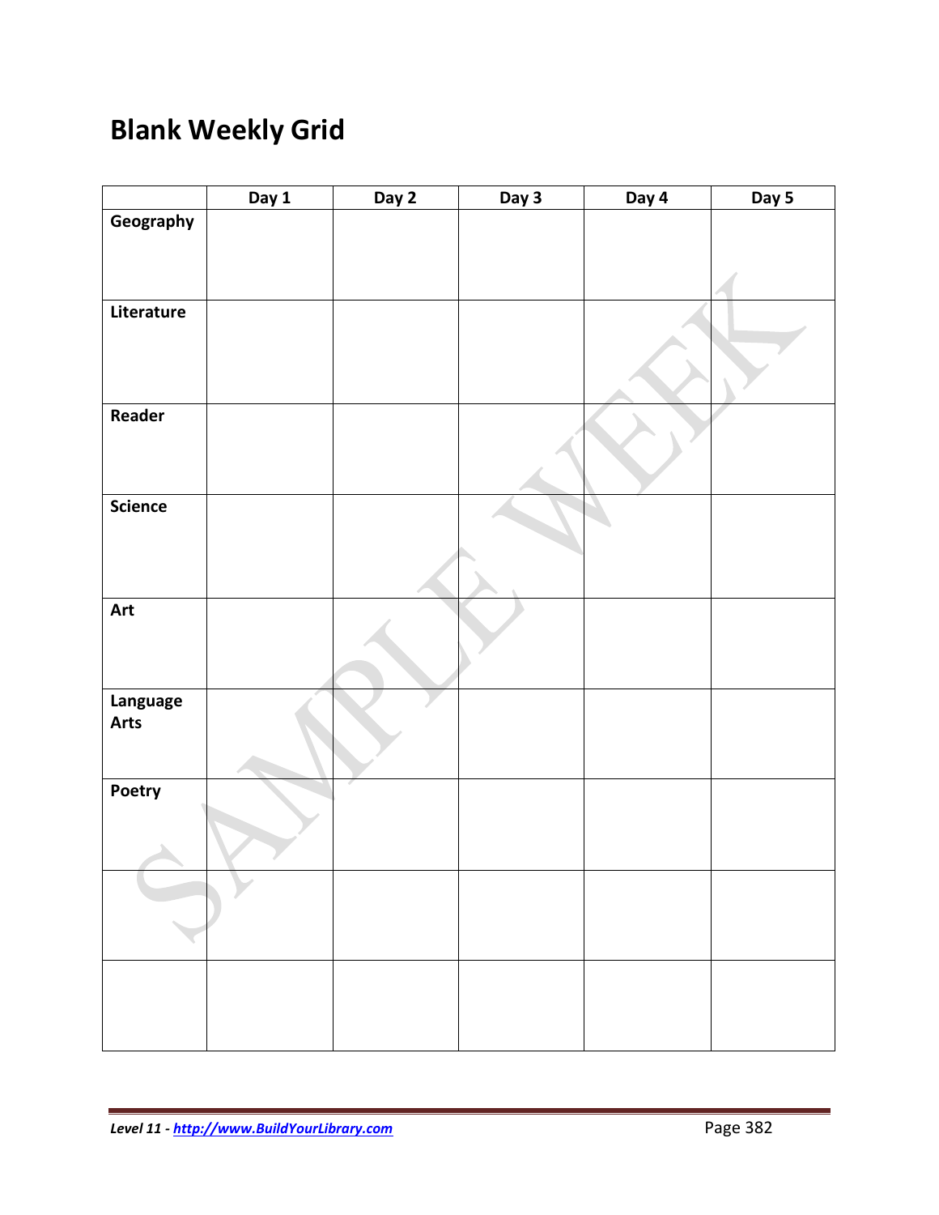# Blank Weekly Grid

| | Day 1 | Day 2 | Day 3 | Day 4 | Day 5 |
|---|---|---|---|---|---|
| **Geography** | | | | | |
| **Literature** | | | | | |
| **Reader** | | | | | |
| **Science** | | | | | |
| **Art** | | | | | |
| **Language Arts** | | | | | |
| **Poetry** | | | | | |
| | | | | | |
| | | | | | |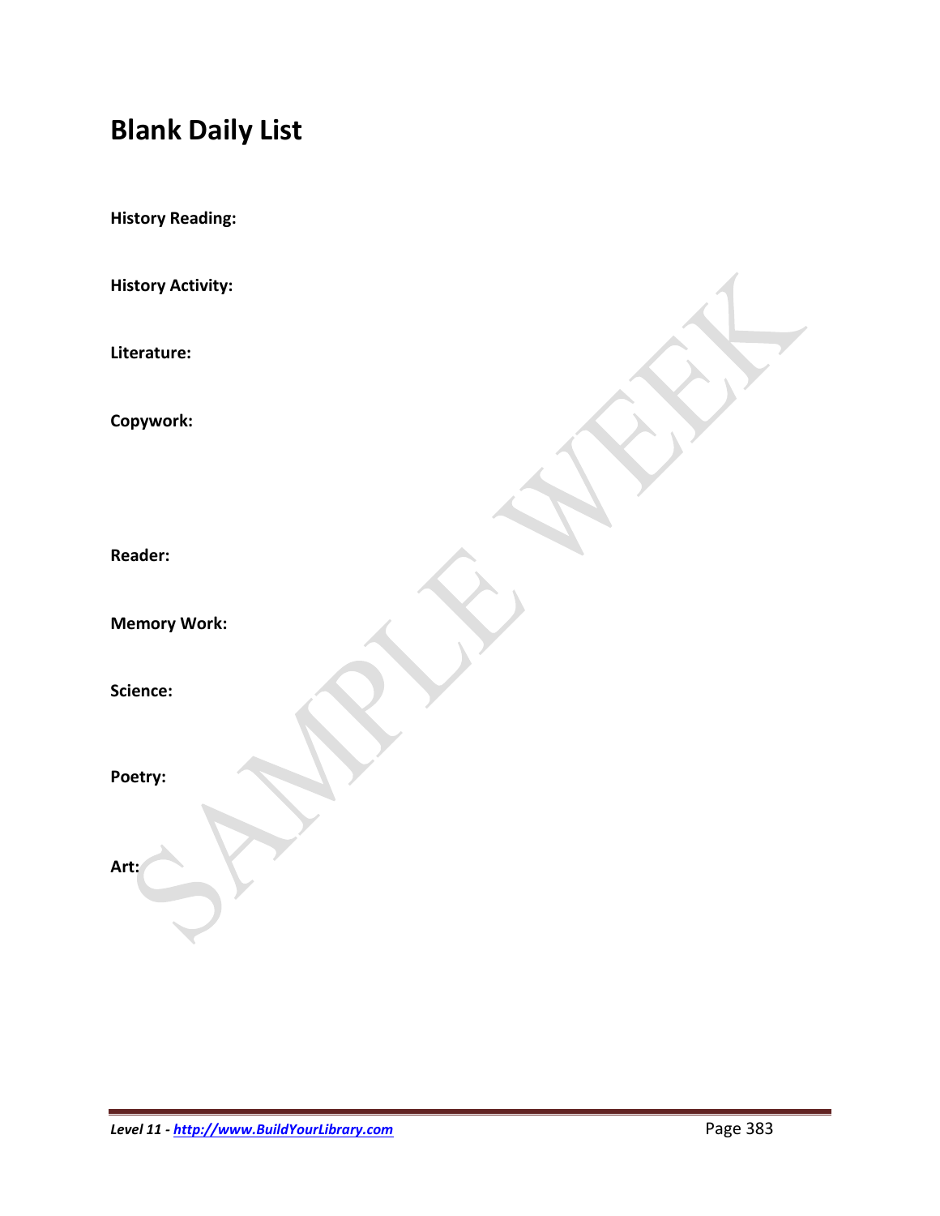# Blank Daily List

**History Reading:**

**History Activity:**

**Literature:**

**Copywork:**

**Reader:**

**Memory Work:**

**Science:**

**Poetry:**

**Art:**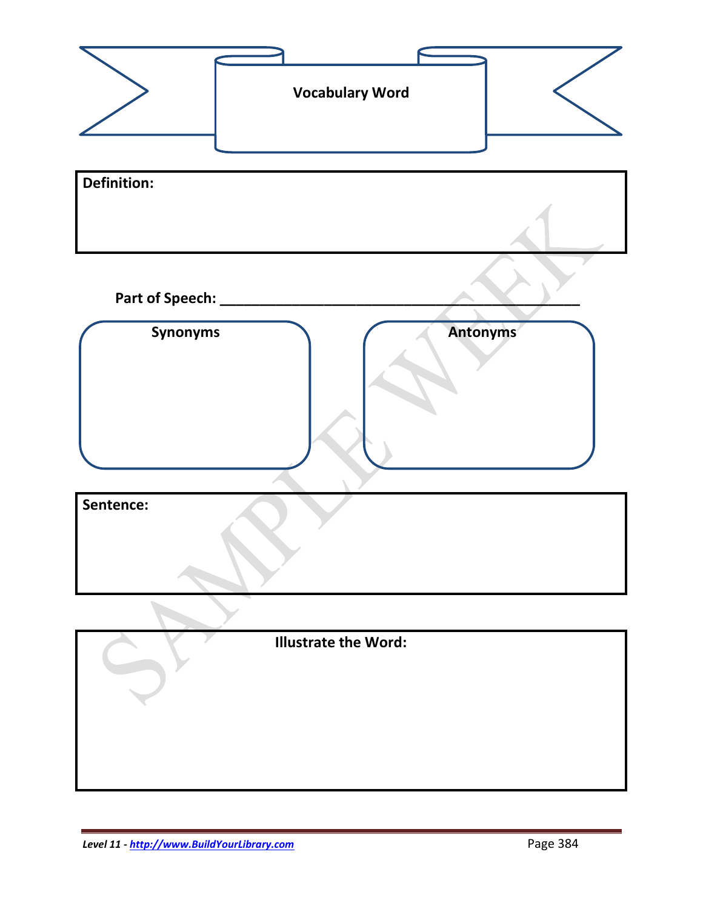**Vocabulary Word**

**Definition:**

**Part of Speech:** ___________________________________________

**Synonyms**

**Antonyms**

**Sentence:**

**Illustrate the Word:**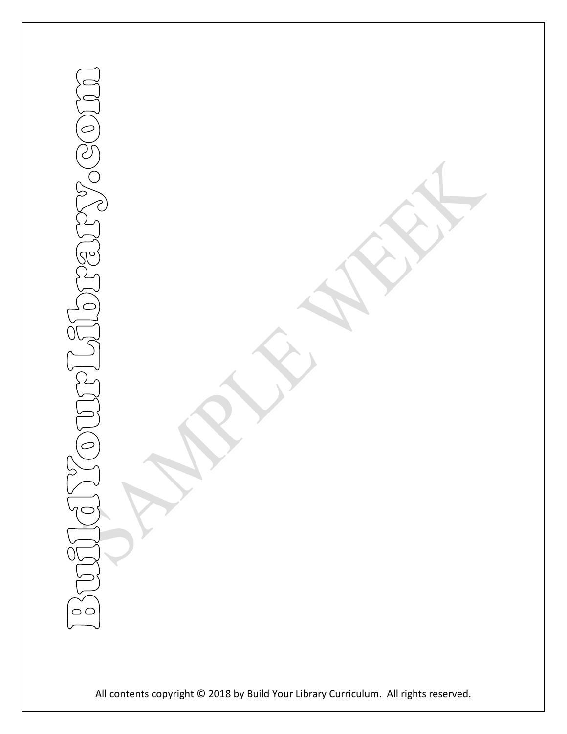BuildYourLibrary.com

SAMPLE WEEK

All contents copyright © 2018 by Build Your Library Curriculum. All rights reserved.